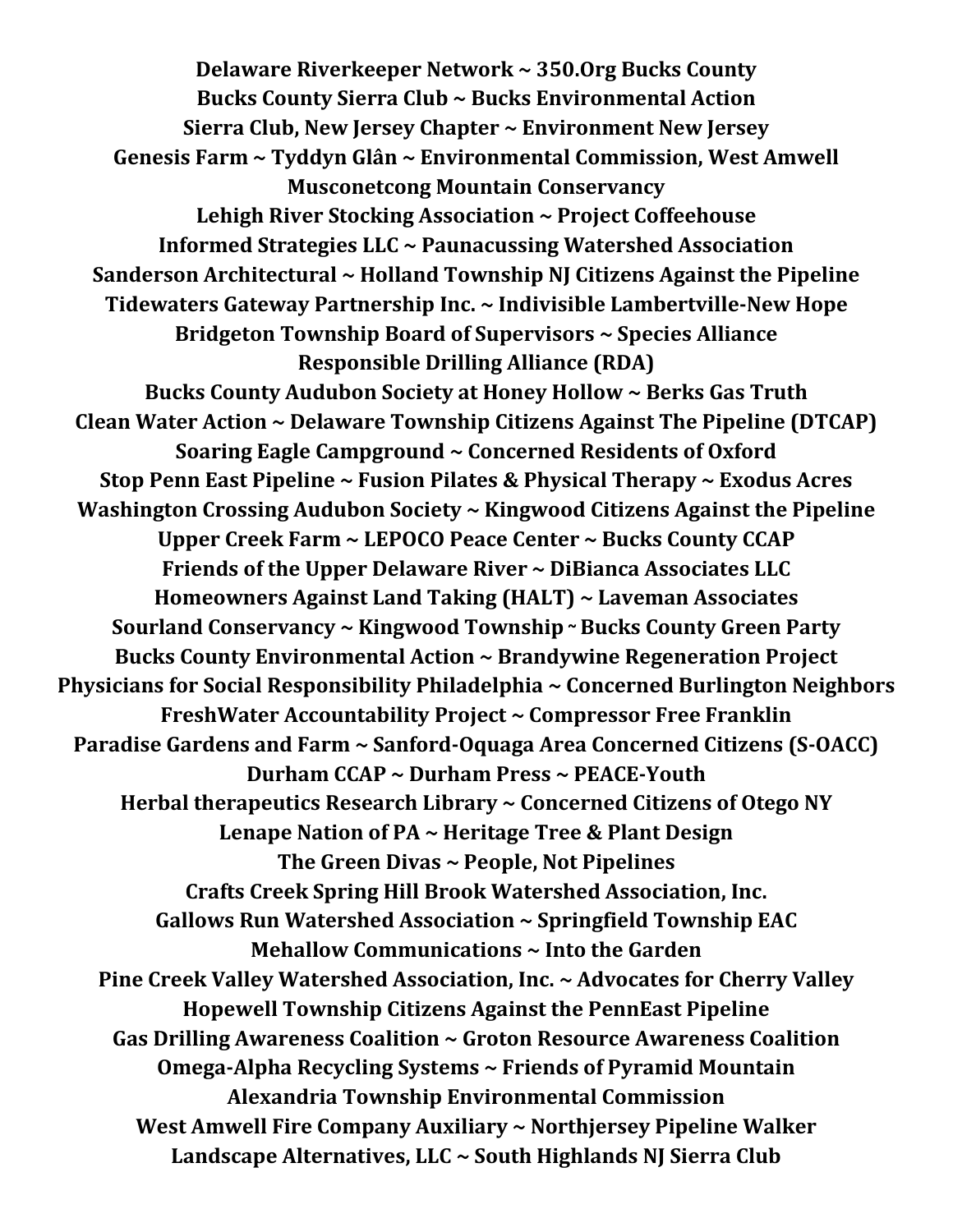**Delaware Riverkeeper Network ~ 350.Org Bucks County**
**Bucks County Sierra Club ~ Bucks Environmental Action**
**Sierra Club, New Jersey Chapter ~ Environment New Jersey**
**Genesis Farm ~ Tyddyn Glân ~ Environmental Commission, West Amwell**
**Musconetcong Mountain Conservancy**
**Lehigh River Stocking Association ~ Project Coffeehouse**
**Informed Strategies LLC ~ Paunacussing Watershed Association**
**Sanderson Architectural ~ Holland Township NJ Citizens Against the Pipeline**
**Tidewaters Gateway Partnership Inc. ~ Indivisible Lambertville-New Hope**
**Bridgeton Township Board of Supervisors ~ Species Alliance**
**Responsible Drilling Alliance (RDA)**
**Bucks County Audubon Society at Honey Hollow ~ Berks Gas Truth**
**Clean Water Action ~ Delaware Township Citizens Against The Pipeline (DTCAP)**
**Soaring Eagle Campground ~ Concerned Residents of Oxford**
**Stop Penn East Pipeline ~ Fusion Pilates & Physical Therapy ~ Exodus Acres**
**Washington Crossing Audubon Society ~ Kingwood Citizens Against the Pipeline**
**Upper Creek Farm ~ LEPOCO Peace Center ~ Bucks County CCAP**
**Friends of the Upper Delaware River ~ DiBianca Associates LLC**
**Homeowners Against Land Taking (HALT) ~ Laveman Associates**
**Sourland Conservancy ~ Kingwood Township ~ Bucks County Green Party**
**Bucks County Environmental Action ~ Brandywine Regeneration Project**
**Physicians for Social Responsibility Philadelphia ~ Concerned Burlington Neighbors**
**FreshWater Accountability Project ~ Compressor Free Franklin**
**Paradise Gardens and Farm ~ Sanford-Oquaga Area Concerned Citizens (S-OACC)**
**Durham CCAP ~ Durham Press ~ PEACE-Youth**
**Herbal therapeutics Research Library ~ Concerned Citizens of Otego NY**
**Lenape Nation of PA ~ Heritage Tree & Plant Design**
**The Green Divas ~ People, Not Pipelines**
**Crafts Creek Spring Hill Brook Watershed Association, Inc.**
**Gallows Run Watershed Association ~ Springfield Township EAC**
**Mehallow Communications ~ Into the Garden**
**Pine Creek Valley Watershed Association, Inc. ~ Advocates for Cherry Valley**
**Hopewell Township Citizens Against the PennEast Pipeline**
**Gas Drilling Awareness Coalition ~ Groton Resource Awareness Coalition**
**Omega-Alpha Recycling Systems ~ Friends of Pyramid Mountain**
**Alexandria Township Environmental Commission**
**West Amwell Fire Company Auxiliary ~ Northjersey Pipeline Walker**
**Landscape Alternatives, LLC ~ South Highlands NJ Sierra Club**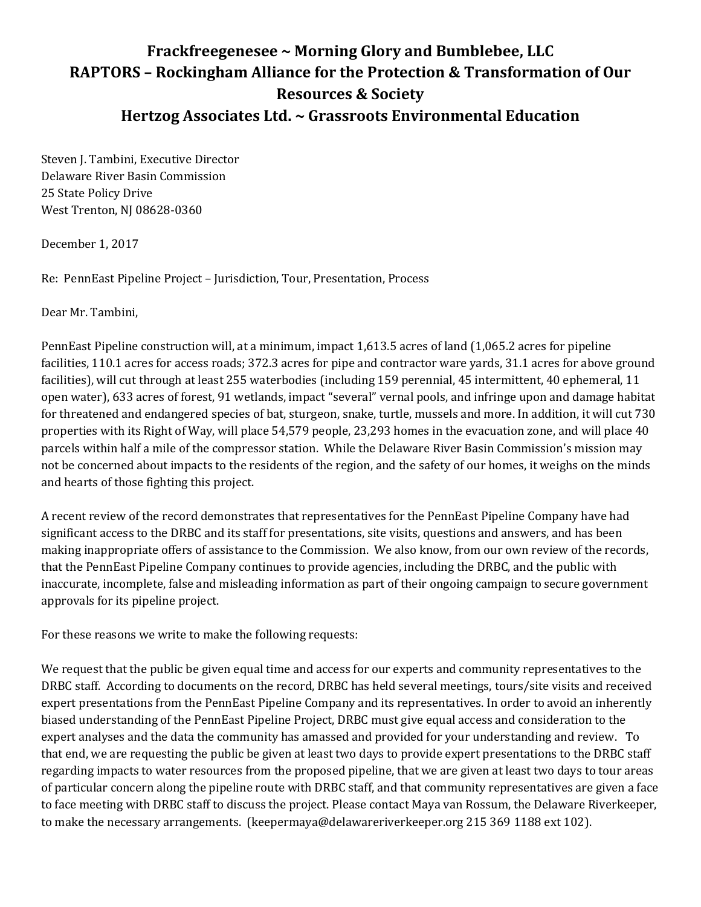# Frackfreegenesee ~ Morning Glory and Bumblebee, LLC
# RAPTORS – Rockingham Alliance for the Protection & Transformation of Our Resources & Society
# Hertzog Associates Ltd. ~ Grassroots Environmental Education

Steven J. Tambini, Executive Director
Delaware River Basin Commission
25 State Policy Drive
West Trenton, NJ 08628-0360

December 1, 2017

Re: PennEast Pipeline Project – Jurisdiction, Tour, Presentation, Process

Dear Mr. Tambini,

PennEast Pipeline construction will, at a minimum, impact 1,613.5 acres of land (1,065.2 acres for pipeline facilities, 110.1 acres for access roads; 372.3 acres for pipe and contractor ware yards, 31.1 acres for above ground facilities), will cut through at least 255 waterbodies (including 159 perennial, 45 intermittent, 40 ephemeral, 11 open water), 633 acres of forest, 91 wetlands, impact "several" vernal pools, and infringe upon and damage habitat for threatened and endangered species of bat, sturgeon, snake, turtle, mussels and more. In addition, it will cut 730 properties with its Right of Way, will place 54,579 people, 23,293 homes in the evacuation zone, and will place 40 parcels within half a mile of the compressor station. While the Delaware River Basin Commission's mission may not be concerned about impacts to the residents of the region, and the safety of our homes, it weighs on the minds and hearts of those fighting this project.

A recent review of the record demonstrates that representatives for the PennEast Pipeline Company have had significant access to the DRBC and its staff for presentations, site visits, questions and answers, and has been making inappropriate offers of assistance to the Commission. We also know, from our own review of the records, that the PennEast Pipeline Company continues to provide agencies, including the DRBC, and the public with inaccurate, incomplete, false and misleading information as part of their ongoing campaign to secure government approvals for its pipeline project.

For these reasons we write to make the following requests:

We request that the public be given equal time and access for our experts and community representatives to the DRBC staff. According to documents on the record, DRBC has held several meetings, tours/site visits and received expert presentations from the PennEast Pipeline Company and its representatives. In order to avoid an inherently biased understanding of the PennEast Pipeline Project, DRBC must give equal access and consideration to the expert analyses and the data the community has amassed and provided for your understanding and review. To that end, we are requesting the public be given at least two days to provide expert presentations to the DRBC staff regarding impacts to water resources from the proposed pipeline, that we are given at least two days to tour areas of particular concern along the pipeline route with DRBC staff, and that community representatives are given a face to face meeting with DRBC staff to discuss the project. Please contact Maya van Rossum, the Delaware Riverkeeper, to make the necessary arrangements. (keepermaya@delawareriverkeeper.org 215 369 1188 ext 102).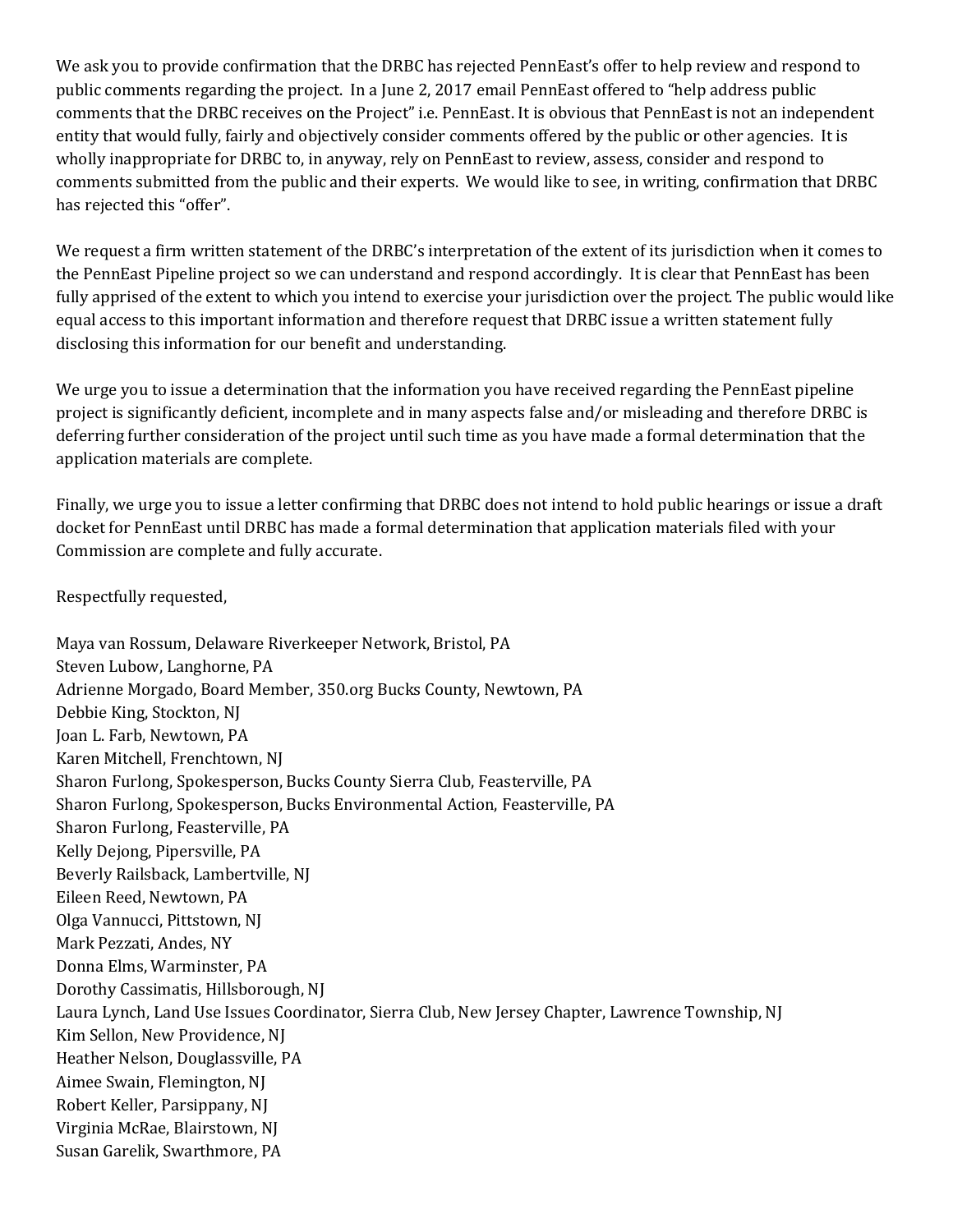We ask you to provide confirmation that the DRBC has rejected PennEast's offer to help review and respond to public comments regarding the project. In a June 2, 2017 email PennEast offered to "help address public comments that the DRBC receives on the Project" i.e. PennEast. It is obvious that PennEast is not an independent entity that would fully, fairly and objectively consider comments offered by the public or other agencies. It is wholly inappropriate for DRBC to, in anyway, rely on PennEast to review, assess, consider and respond to comments submitted from the public and their experts. We would like to see, in writing, confirmation that DRBC has rejected this "offer".

We request a firm written statement of the DRBC's interpretation of the extent of its jurisdiction when it comes to the PennEast Pipeline project so we can understand and respond accordingly. It is clear that PennEast has been fully apprised of the extent to which you intend to exercise your jurisdiction over the project. The public would like equal access to this important information and therefore request that DRBC issue a written statement fully disclosing this information for our benefit and understanding.

We urge you to issue a determination that the information you have received regarding the PennEast pipeline project is significantly deficient, incomplete and in many aspects false and/or misleading and therefore DRBC is deferring further consideration of the project until such time as you have made a formal determination that the application materials are complete.

Finally, we urge you to issue a letter confirming that DRBC does not intend to hold public hearings or issue a draft docket for PennEast until DRBC has made a formal determination that application materials filed with your Commission are complete and fully accurate.

Respectfully requested,

Maya van Rossum, Delaware Riverkeeper Network, Bristol, PA  
Steven Lubow, Langhorne, PA  
Adrienne Morgado, Board Member, 350.org Bucks County, Newtown, PA  
Debbie King, Stockton, NJ  
Joan L. Farb, Newtown, PA  
Karen Mitchell, Frenchtown, NJ  
Sharon Furlong, Spokesperson, Bucks County Sierra Club, Feasterville, PA  
Sharon Furlong, Spokesperson, Bucks Environmental Action, Feasterville, PA  
Sharon Furlong, Feasterville, PA  
Kelly Dejong, Pipersville, PA  
Beverly Railsback, Lambertville, NJ  
Eileen Reed, Newtown, PA  
Olga Vannucci, Pittstown, NJ  
Mark Pezzati, Andes, NY  
Donna Elms, Warminster, PA  
Dorothy Cassimatis, Hillsborough, NJ  
Laura Lynch, Land Use Issues Coordinator, Sierra Club, New Jersey Chapter, Lawrence Township, NJ  
Kim Sellon, New Providence, NJ  
Heather Nelson, Douglassville, PA  
Aimee Swain, Flemington, NJ  
Robert Keller, Parsippany, NJ  
Virginia McRae, Blairstown, NJ  
Susan Garelik, Swarthmore, PA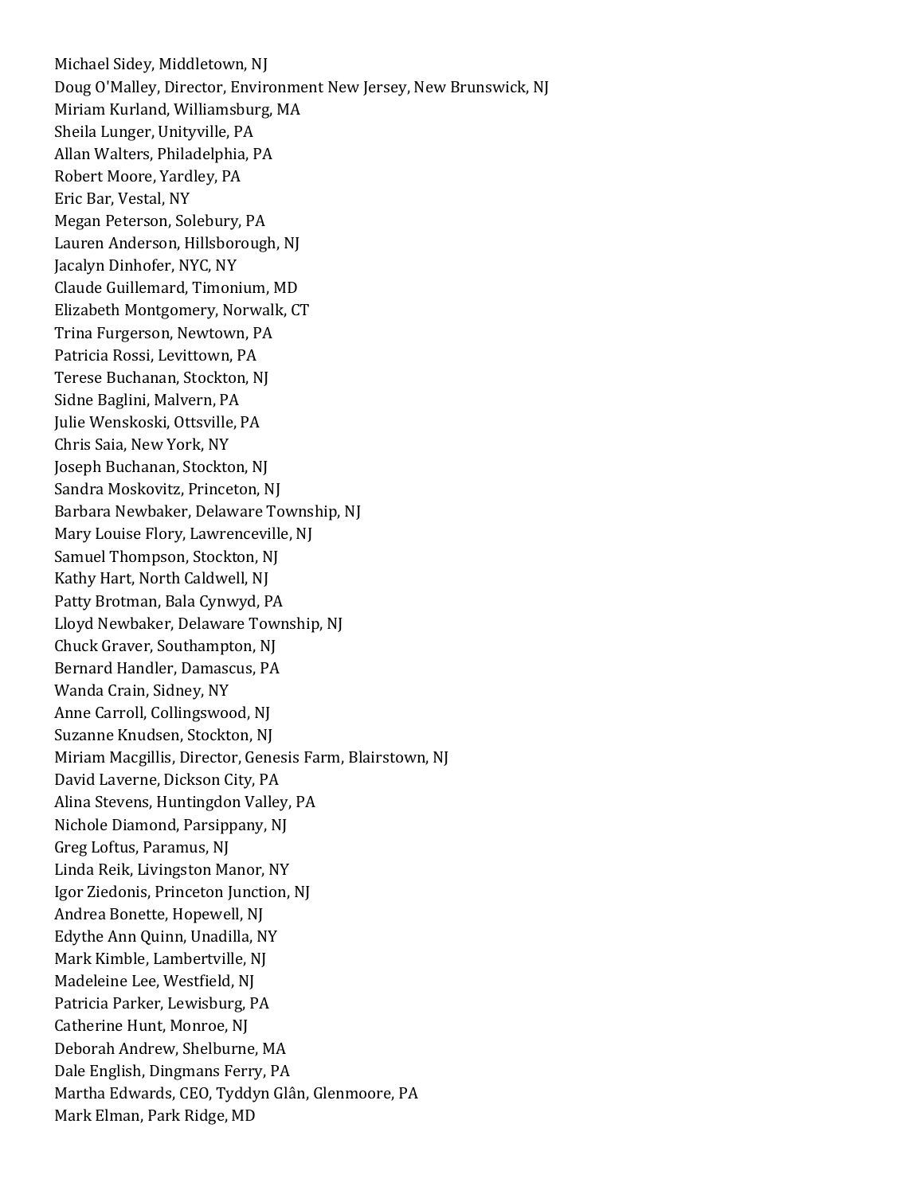Michael Sidey, Middletown, NJ
Doug O'Malley, Director, Environment New Jersey, New Brunswick, NJ
Miriam Kurland, Williamsburg, MA
Sheila Lunger, Unityville, PA
Allan Walters, Philadelphia, PA
Robert Moore, Yardley, PA
Eric Bar, Vestal, NY
Megan Peterson, Solebury, PA
Lauren Anderson, Hillsborough, NJ
Jacalyn Dinhofer, NYC, NY
Claude Guillemard, Timonium, MD
Elizabeth Montgomery, Norwalk, CT
Trina Furgerson, Newtown, PA
Patricia Rossi, Levittown, PA
Terese Buchanan, Stockton, NJ
Sidne Baglini, Malvern, PA
Julie Wenskoski, Ottsville, PA
Chris Saia, New York, NY
Joseph Buchanan, Stockton, NJ
Sandra Moskovitz, Princeton, NJ
Barbara Newbaker, Delaware Township, NJ
Mary Louise Flory, Lawrenceville, NJ
Samuel Thompson, Stockton, NJ
Kathy Hart, North Caldwell, NJ
Patty Brotman, Bala Cynwyd, PA
Lloyd Newbaker, Delaware Township, NJ
Chuck Graver, Southampton, NJ
Bernard Handler, Damascus, PA
Wanda Crain, Sidney, NY
Anne Carroll, Collingswood, NJ
Suzanne Knudsen, Stockton, NJ
Miriam Macgillis, Director, Genesis Farm, Blairstown, NJ
David Laverne, Dickson City, PA
Alina Stevens, Huntingdon Valley, PA
Nichole Diamond, Parsippany, NJ
Greg Loftus, Paramus, NJ
Linda Reik, Livingston Manor, NY
Igor Ziedonis, Princeton Junction, NJ
Andrea Bonette, Hopewell, NJ
Edythe Ann Quinn, Unadilla, NY
Mark Kimble, Lambertville, NJ
Madeleine Lee, Westfield, NJ
Patricia Parker, Lewisburg, PA
Catherine Hunt, Monroe, NJ
Deborah Andrew, Shelburne, MA
Dale English, Dingmans Ferry, PA
Martha Edwards, CEO, Tyddyn Glân, Glenmoore, PA
Mark Elman, Park Ridge, MD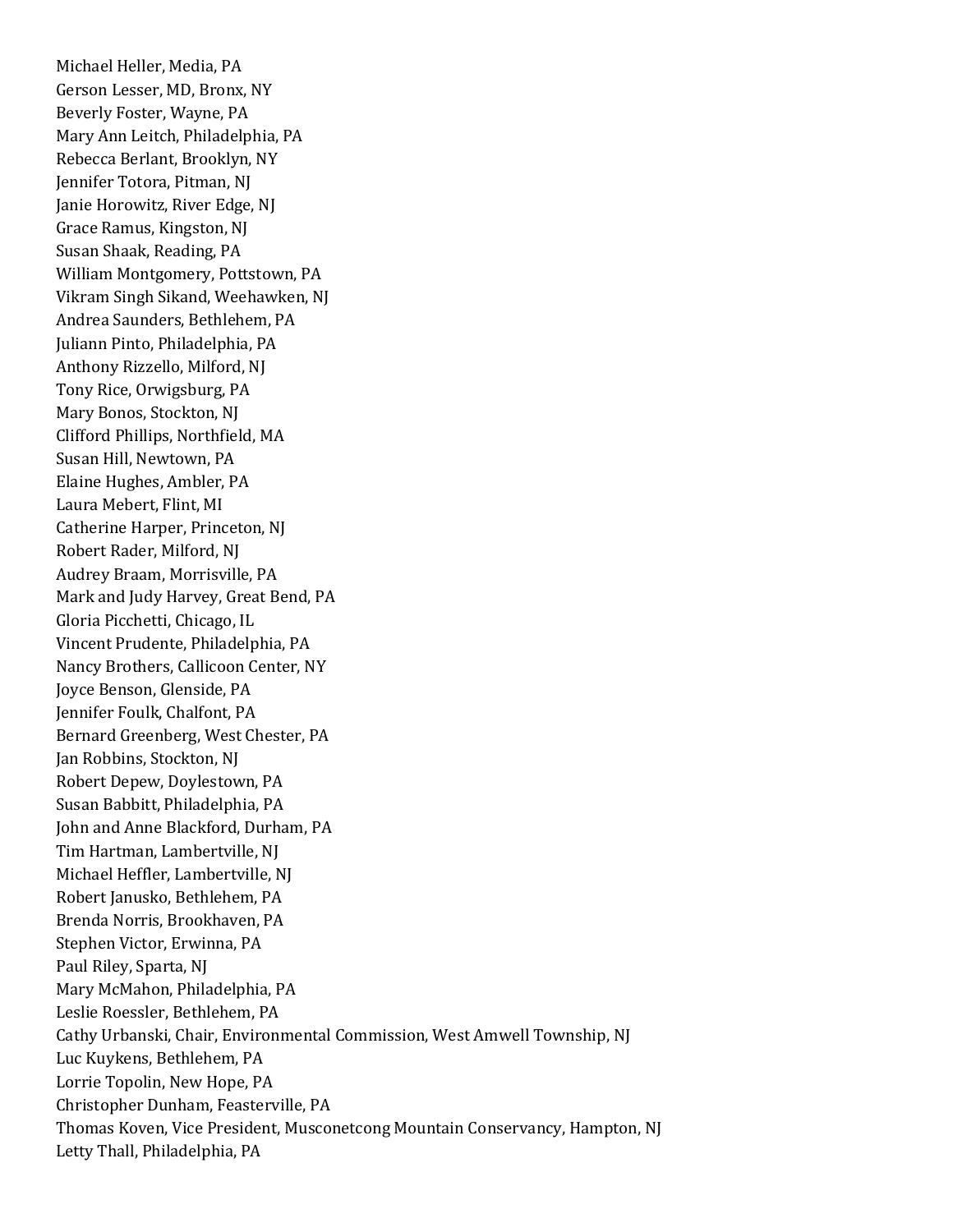Michael Heller, Media, PA
Gerson Lesser, MD, Bronx, NY
Beverly Foster, Wayne, PA
Mary Ann Leitch, Philadelphia, PA
Rebecca Berlant, Brooklyn, NY
Jennifer Totora, Pitman, NJ
Janie Horowitz, River Edge, NJ
Grace Ramus, Kingston, NJ
Susan Shaak, Reading, PA
William Montgomery, Pottstown, PA
Vikram Singh Sikand, Weehawken, NJ
Andrea Saunders, Bethlehem, PA
Juliann Pinto, Philadelphia, PA
Anthony Rizzello, Milford, NJ
Tony Rice, Orwigsburg, PA
Mary Bonos, Stockton, NJ
Clifford Phillips, Northfield, MA
Susan Hill, Newtown, PA
Elaine Hughes, Ambler, PA
Laura Mebert, Flint, MI
Catherine Harper, Princeton, NJ
Robert Rader, Milford, NJ
Audrey Braam, Morrisville, PA
Mark and Judy Harvey, Great Bend, PA
Gloria Picchetti, Chicago, IL
Vincent Prudente, Philadelphia, PA
Nancy Brothers, Callicoon Center, NY
Joyce Benson, Glenside, PA
Jennifer Foulk, Chalfont, PA
Bernard Greenberg, West Chester, PA
Jan Robbins, Stockton, NJ
Robert Depew, Doylestown, PA
Susan Babbitt, Philadelphia, PA
John and Anne Blackford, Durham, PA
Tim Hartman, Lambertville, NJ
Michael Heffler, Lambertville, NJ
Robert Janusko, Bethlehem, PA
Brenda Norris, Brookhaven, PA
Stephen Victor, Erwinna, PA
Paul Riley, Sparta, NJ
Mary McMahon, Philadelphia, PA
Leslie Roessler, Bethlehem, PA
Cathy Urbanski, Chair, Environmental Commission, West Amwell Township, NJ
Luc Kuykens, Bethlehem, PA
Lorrie Topolin, New Hope, PA
Christopher Dunham, Feasterville, PA
Thomas Koven, Vice President, Musconetcong Mountain Conservancy, Hampton, NJ
Letty Thall, Philadelphia, PA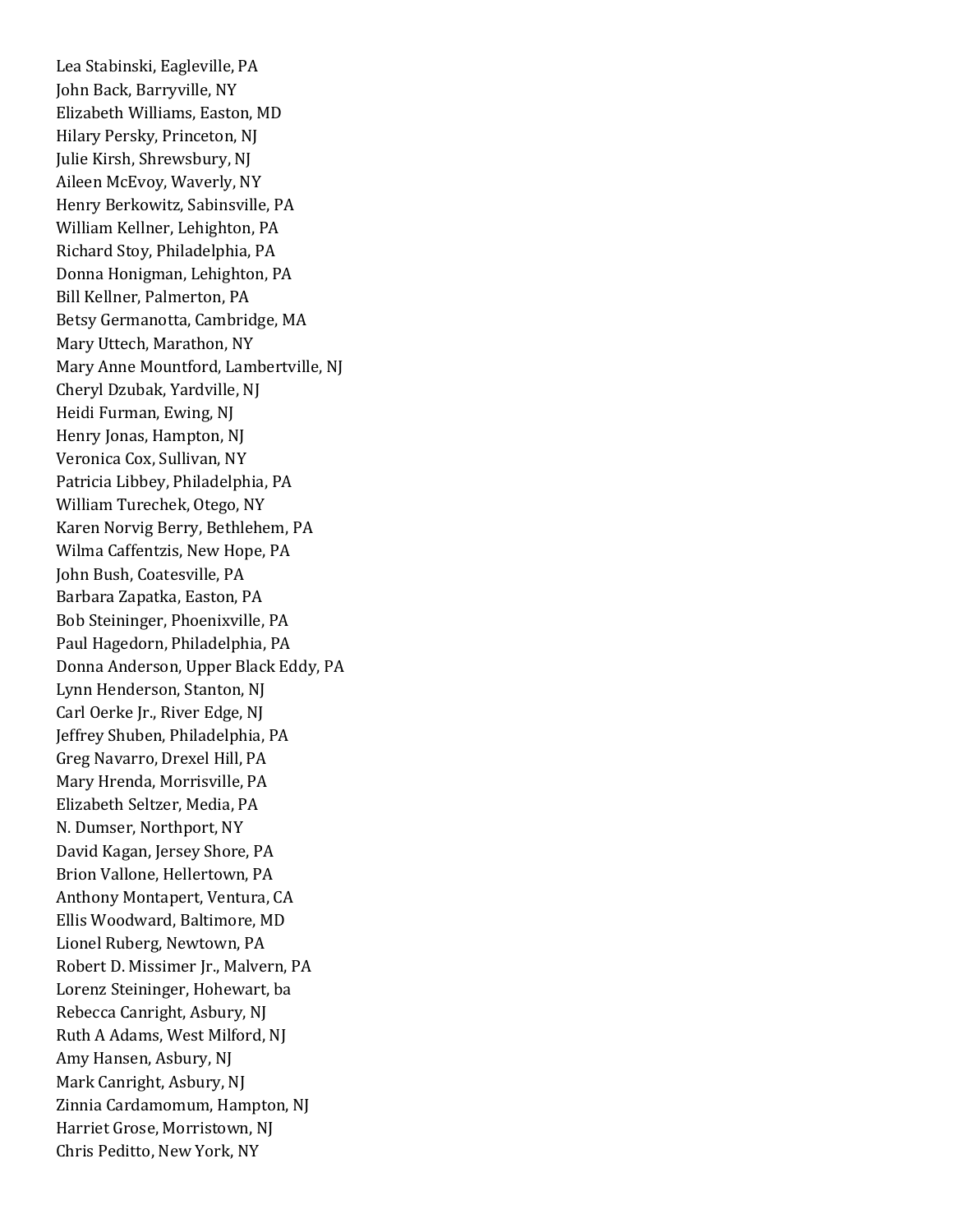Lea Stabinski, Eagleville, PA
John Back, Barryville, NY
Elizabeth Williams, Easton, MD
Hilary Persky, Princeton, NJ
Julie Kirsh, Shrewsbury, NJ
Aileen McEvoy, Waverly, NY
Henry Berkowitz, Sabinsville, PA
William Kellner, Lehighton, PA
Richard Stoy, Philadelphia, PA
Donna Honigman, Lehighton, PA
Bill Kellner, Palmerton, PA
Betsy Germanotta, Cambridge, MA
Mary Uttech, Marathon, NY
Mary Anne Mountford, Lambertville, NJ
Cheryl Dzubak, Yardville, NJ
Heidi Furman, Ewing, NJ
Henry Jonas, Hampton, NJ
Veronica Cox, Sullivan, NY
Patricia Libbey, Philadelphia, PA
William Turechek, Otego, NY
Karen Norvig Berry, Bethlehem, PA
Wilma Caffentzis, New Hope, PA
John Bush, Coatesville, PA
Barbara Zapatka, Easton, PA
Bob Steininger, Phoenixville, PA
Paul Hagedorn, Philadelphia, PA
Donna Anderson, Upper Black Eddy, PA
Lynn Henderson, Stanton, NJ
Carl Oerke Jr., River Edge, NJ
Jeffrey Shuben, Philadelphia, PA
Greg Navarro, Drexel Hill, PA
Mary Hrenda, Morrisville, PA
Elizabeth Seltzer, Media, PA
N. Dumser, Northport, NY
David Kagan, Jersey Shore, PA
Brion Vallone, Hellertown, PA
Anthony Montapert, Ventura, CA
Ellis Woodward, Baltimore, MD
Lionel Ruberg, Newtown, PA
Robert D. Missimer Jr., Malvern, PA
Lorenz Steininger, Hohewart, ba
Rebecca Canright, Asbury, NJ
Ruth A Adams, West Milford, NJ
Amy Hansen, Asbury, NJ
Mark Canright, Asbury, NJ
Zinnia Cardamomum, Hampton, NJ
Harriet Grose, Morristown, NJ
Chris Peditto, New York, NY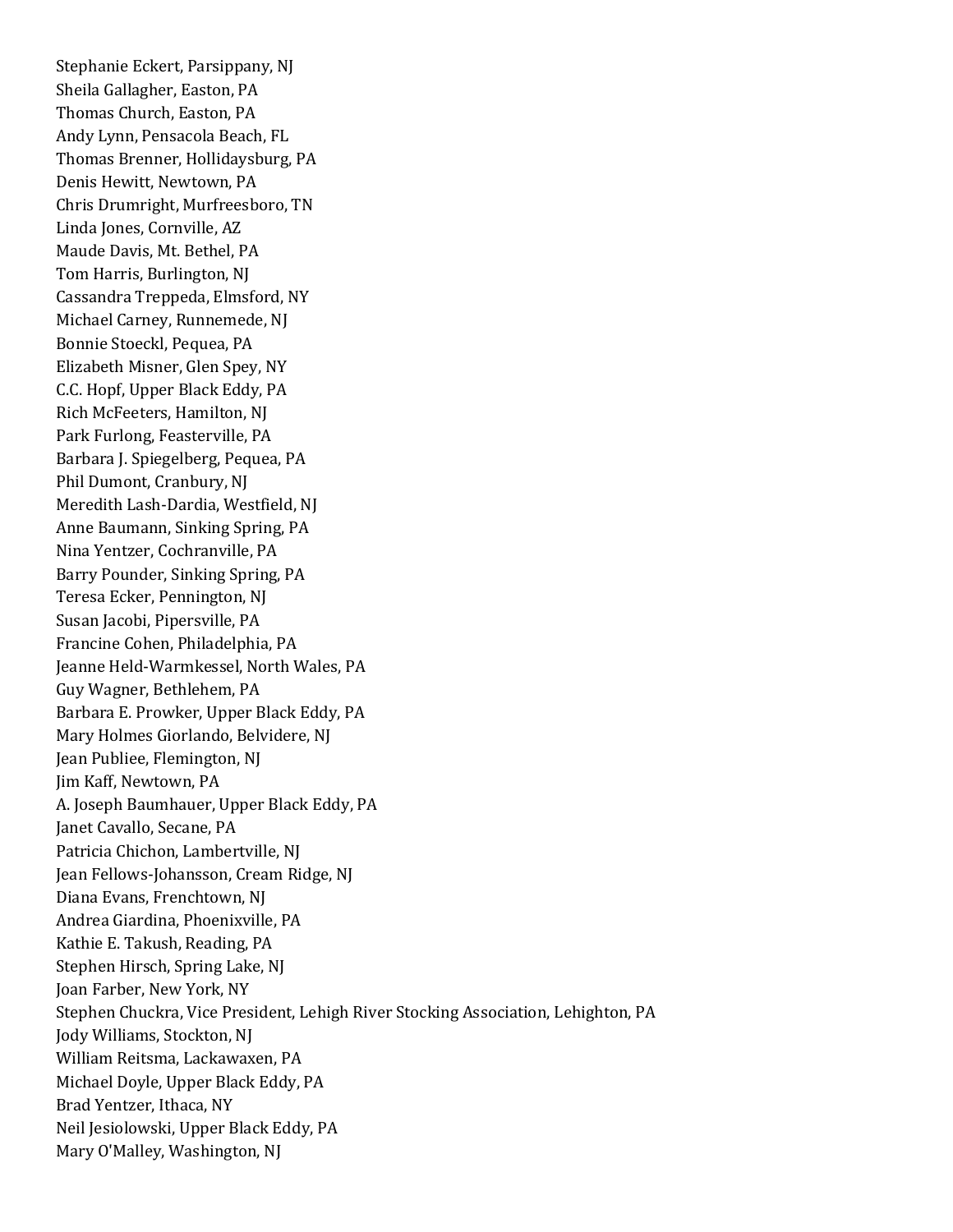Stephanie Eckert, Parsippany, NJ
Sheila Gallagher, Easton, PA
Thomas Church, Easton, PA
Andy Lynn, Pensacola Beach, FL
Thomas Brenner, Hollidaysburg, PA
Denis Hewitt, Newtown, PA
Chris Drumright, Murfreesboro, TN
Linda Jones, Cornville, AZ
Maude Davis, Mt. Bethel, PA
Tom Harris, Burlington, NJ
Cassandra Treppeda, Elmsford, NY
Michael Carney, Runnemede, NJ
Bonnie Stoeckl, Pequea, PA
Elizabeth Misner, Glen Spey, NY
C.C. Hopf, Upper Black Eddy, PA
Rich McFeeters, Hamilton, NJ
Park Furlong, Feasterville, PA
Barbara J. Spiegelberg, Pequea, PA
Phil Dumont, Cranbury, NJ
Meredith Lash-Dardia, Westfield, NJ
Anne Baumann, Sinking Spring, PA
Nina Yentzer, Cochranville, PA
Barry Pounder, Sinking Spring, PA
Teresa Ecker, Pennington, NJ
Susan Jacobi, Pipersville, PA
Francine Cohen, Philadelphia, PA
Jeanne Held-Warmkessel, North Wales, PA
Guy Wagner, Bethlehem, PA
Barbara E. Prowker, Upper Black Eddy, PA
Mary Holmes Giorlando, Belvidere, NJ
Jean Publiee, Flemington, NJ
Jim Kaff, Newtown, PA
A. Joseph Baumhauer, Upper Black Eddy, PA
Janet Cavallo, Secane, PA
Patricia Chichon, Lambertville, NJ
Jean Fellows-Johansson, Cream Ridge, NJ
Diana Evans, Frenchtown, NJ
Andrea Giardina, Phoenixville, PA
Kathie E. Takush, Reading, PA
Stephen Hirsch, Spring Lake, NJ
Joan Farber, New York, NY
Stephen Chuckra, Vice President, Lehigh River Stocking Association, Lehighton, PA
Jody Williams, Stockton, NJ
William Reitsma, Lackawaxen, PA
Michael Doyle, Upper Black Eddy, PA
Brad Yentzer, Ithaca, NY
Neil Jesiolowski, Upper Black Eddy, PA
Mary O'Malley, Washington, NJ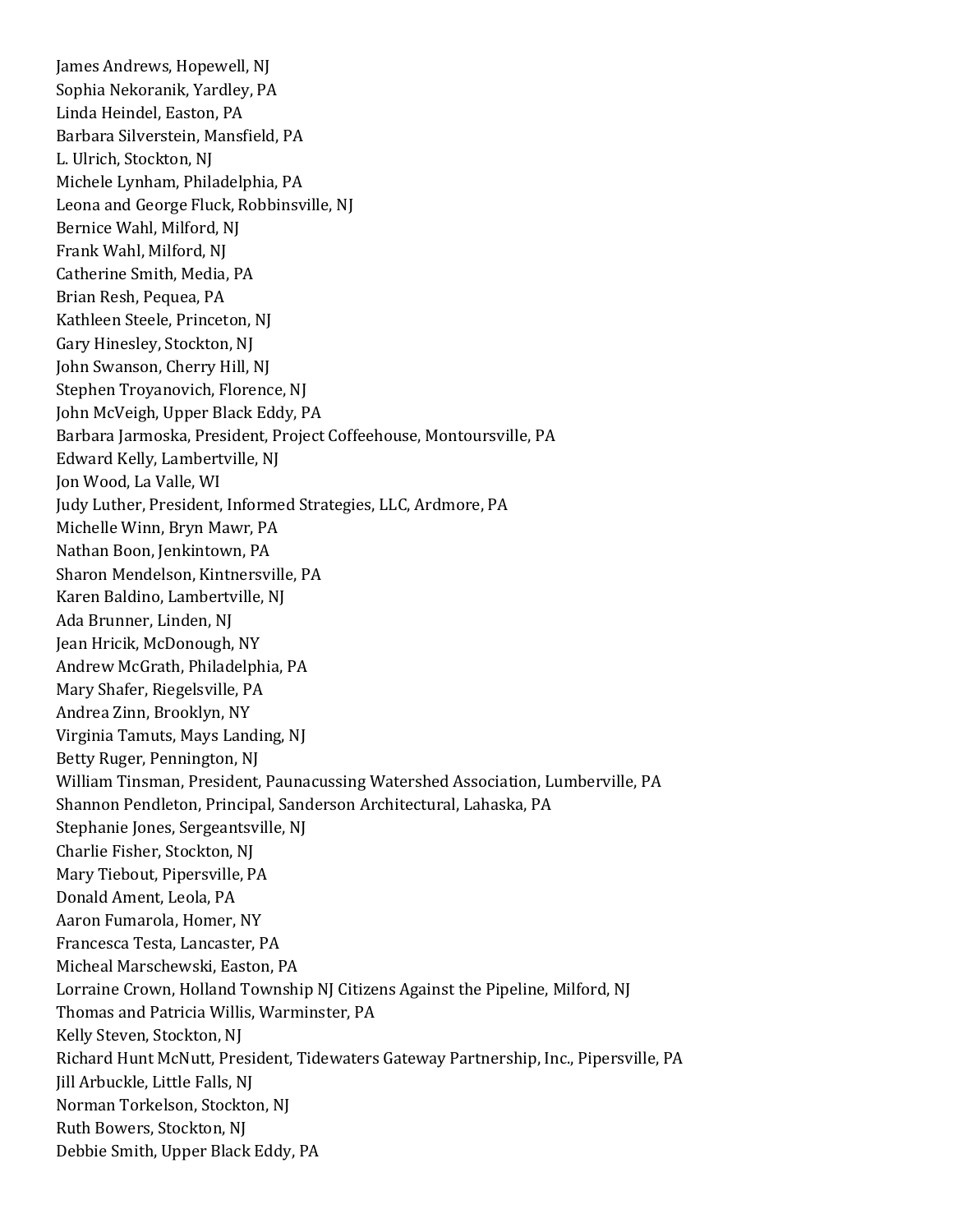James Andrews, Hopewell, NJ
Sophia Nekoranik, Yardley, PA
Linda Heindel, Easton, PA
Barbara Silverstein, Mansfield, PA
L. Ulrich, Stockton, NJ
Michele Lynham, Philadelphia, PA
Leona and George Fluck, Robbinsville, NJ
Bernice Wahl, Milford, NJ
Frank Wahl, Milford, NJ
Catherine Smith, Media, PA
Brian Resh, Pequea, PA
Kathleen Steele, Princeton, NJ
Gary Hinesley, Stockton, NJ
John Swanson, Cherry Hill, NJ
Stephen Troyanovich, Florence, NJ
John McVeigh, Upper Black Eddy, PA
Barbara Jarmoska, President, Project Coffeehouse, Montoursville, PA
Edward Kelly, Lambertville, NJ
Jon Wood, La Valle, WI
Judy Luther, President, Informed Strategies, LLC, Ardmore, PA
Michelle Winn, Bryn Mawr, PA
Nathan Boon, Jenkintown, PA
Sharon Mendelson, Kintnersville, PA
Karen Baldino, Lambertville, NJ
Ada Brunner, Linden, NJ
Jean Hricik, McDonough, NY
Andrew McGrath, Philadelphia, PA
Mary Shafer, Riegelsville, PA
Andrea Zinn, Brooklyn, NY
Virginia Tamuts, Mays Landing, NJ
Betty Ruger, Pennington, NJ
William Tinsman, President, Paunacussing Watershed Association, Lumberville, PA
Shannon Pendleton, Principal, Sanderson Architectural, Lahaska, PA
Stephanie Jones, Sergeantsville, NJ
Charlie Fisher, Stockton, NJ
Mary Tiebout, Pipersville, PA
Donald Ament, Leola, PA
Aaron Fumarola, Homer, NY
Francesca Testa, Lancaster, PA
Micheal Marschewski, Easton, PA
Lorraine Crown, Holland Township NJ Citizens Against the Pipeline, Milford, NJ
Thomas and Patricia Willis, Warminster, PA
Kelly Steven, Stockton, NJ
Richard Hunt McNutt, President, Tidewaters Gateway Partnership, Inc., Pipersville, PA
Jill Arbuckle, Little Falls, NJ
Norman Torkelson, Stockton, NJ
Ruth Bowers, Stockton, NJ
Debbie Smith, Upper Black Eddy, PA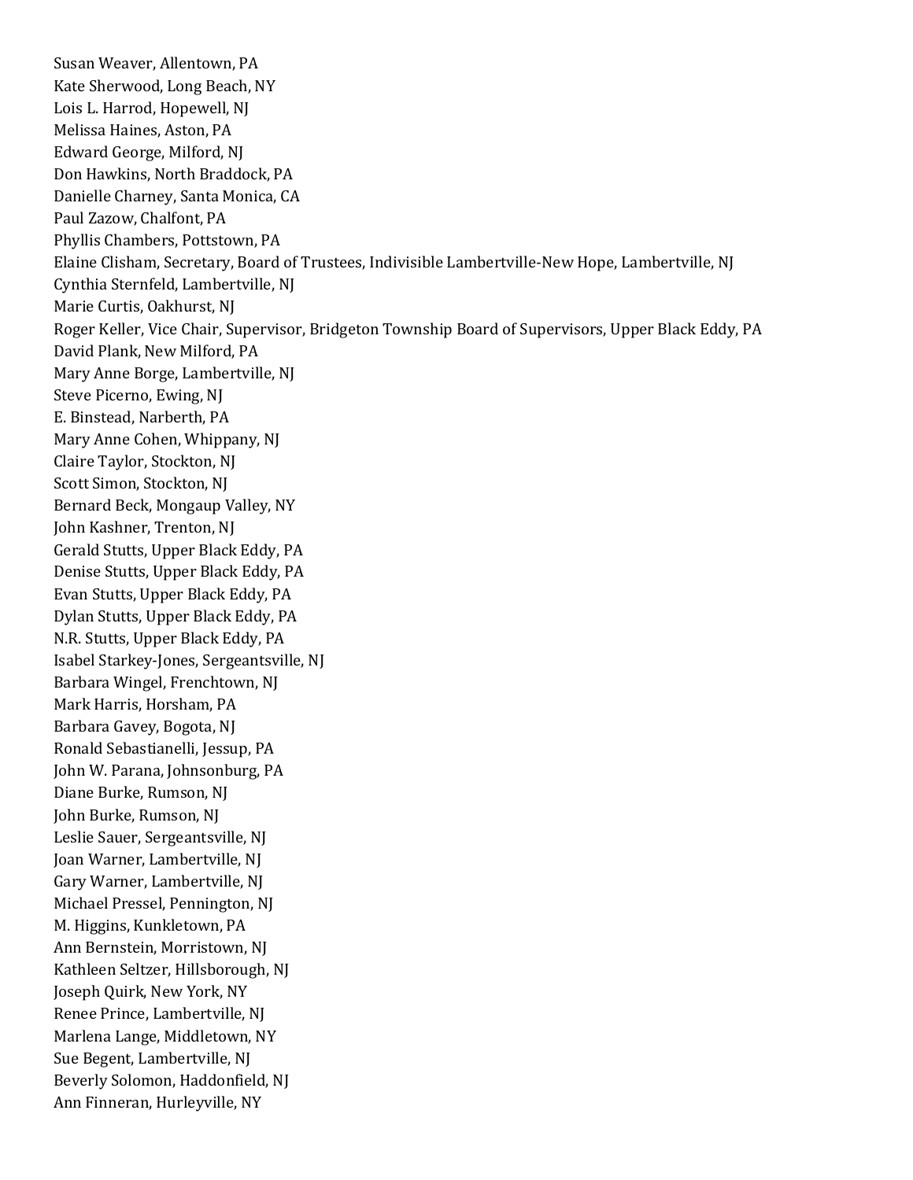Susan Weaver, Allentown, PA
Kate Sherwood, Long Beach, NY
Lois L. Harrod, Hopewell, NJ
Melissa Haines, Aston, PA
Edward George, Milford, NJ
Don Hawkins, North Braddock, PA
Danielle Charney, Santa Monica, CA
Paul Zazow, Chalfont, PA
Phyllis Chambers, Pottstown, PA
Elaine Clisham, Secretary, Board of Trustees, Indivisible Lambertville-New Hope, Lambertville, NJ
Cynthia Sternfeld, Lambertville, NJ
Marie Curtis, Oakhurst, NJ
Roger Keller, Vice Chair, Supervisor, Bridgeton Township Board of Supervisors, Upper Black Eddy, PA
David Plank, New Milford, PA
Mary Anne Borge, Lambertville, NJ
Steve Picerno, Ewing, NJ
E. Binstead, Narberth, PA
Mary Anne Cohen, Whippany, NJ
Claire Taylor, Stockton, NJ
Scott Simon, Stockton, NJ
Bernard Beck, Mongaup Valley, NY
John Kashner, Trenton, NJ
Gerald Stutts, Upper Black Eddy, PA
Denise Stutts, Upper Black Eddy, PA
Evan Stutts, Upper Black Eddy, PA
Dylan Stutts, Upper Black Eddy, PA
N.R. Stutts, Upper Black Eddy, PA
Isabel Starkey-Jones, Sergeantsville, NJ
Barbara Wingel, Frenchtown, NJ
Mark Harris, Horsham, PA
Barbara Gavey, Bogota, NJ
Ronald Sebastianelli, Jessup, PA
John W. Parana, Johnsonburg, PA
Diane Burke, Rumson, NJ
John Burke, Rumson, NJ
Leslie Sauer, Sergeantsville, NJ
Joan Warner, Lambertville, NJ
Gary Warner, Lambertville, NJ
Michael Pressel, Pennington, NJ
M. Higgins, Kunkletown, PA
Ann Bernstein, Morristown, NJ
Kathleen Seltzer, Hillsborough, NJ
Joseph Quirk, New York, NY
Renee Prince, Lambertville, NJ
Marlena Lange, Middletown, NY
Sue Begent, Lambertville, NJ
Beverly Solomon, Haddonfield, NJ
Ann Finneran, Hurleyville, NY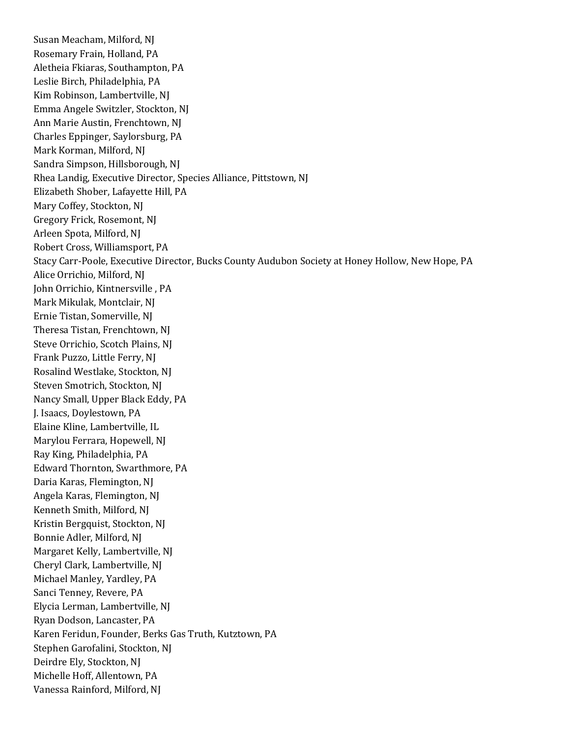Susan Meacham, Milford, NJ
Rosemary Frain, Holland, PA
Aletheia Fkiaras, Southampton, PA
Leslie Birch, Philadelphia, PA
Kim Robinson, Lambertville, NJ
Emma Angele Switzler, Stockton, NJ
Ann Marie Austin, Frenchtown, NJ
Charles Eppinger, Saylorsburg, PA
Mark Korman, Milford, NJ
Sandra Simpson, Hillsborough, NJ
Rhea Landig, Executive Director, Species Alliance, Pittstown, NJ
Elizabeth Shober, Lafayette Hill, PA
Mary Coffey, Stockton, NJ
Gregory Frick, Rosemont, NJ
Arleen Spota, Milford, NJ
Robert Cross, Williamsport, PA
Stacy Carr-Poole, Executive Director, Bucks County Audubon Society at Honey Hollow, New Hope, PA
Alice Orrichio, Milford, NJ
John Orrichio, Kintnersville , PA
Mark Mikulak, Montclair, NJ
Ernie Tistan, Somerville, NJ
Theresa Tistan, Frenchtown, NJ
Steve Orrichio, Scotch Plains, NJ
Frank Puzzo, Little Ferry, NJ
Rosalind Westlake, Stockton, NJ
Steven Smotrich, Stockton, NJ
Nancy Small, Upper Black Eddy, PA
J. Isaacs, Doylestown, PA
Elaine Kline, Lambertville, IL
Marylou Ferrara, Hopewell, NJ
Ray King, Philadelphia, PA
Edward Thornton, Swarthmore, PA
Daria Karas, Flemington, NJ
Angela Karas, Flemington, NJ
Kenneth Smith, Milford, NJ
Kristin Bergquist, Stockton, NJ
Bonnie Adler, Milford, NJ
Margaret Kelly, Lambertville, NJ
Cheryl Clark, Lambertville, NJ
Michael Manley, Yardley, PA
Sanci Tenney, Revere, PA
Elycia Lerman, Lambertville, NJ
Ryan Dodson, Lancaster, PA
Karen Feridun, Founder, Berks Gas Truth, Kutztown, PA
Stephen Garofalini, Stockton, NJ
Deirdre Ely, Stockton, NJ
Michelle Hoff, Allentown, PA
Vanessa Rainford, Milford, NJ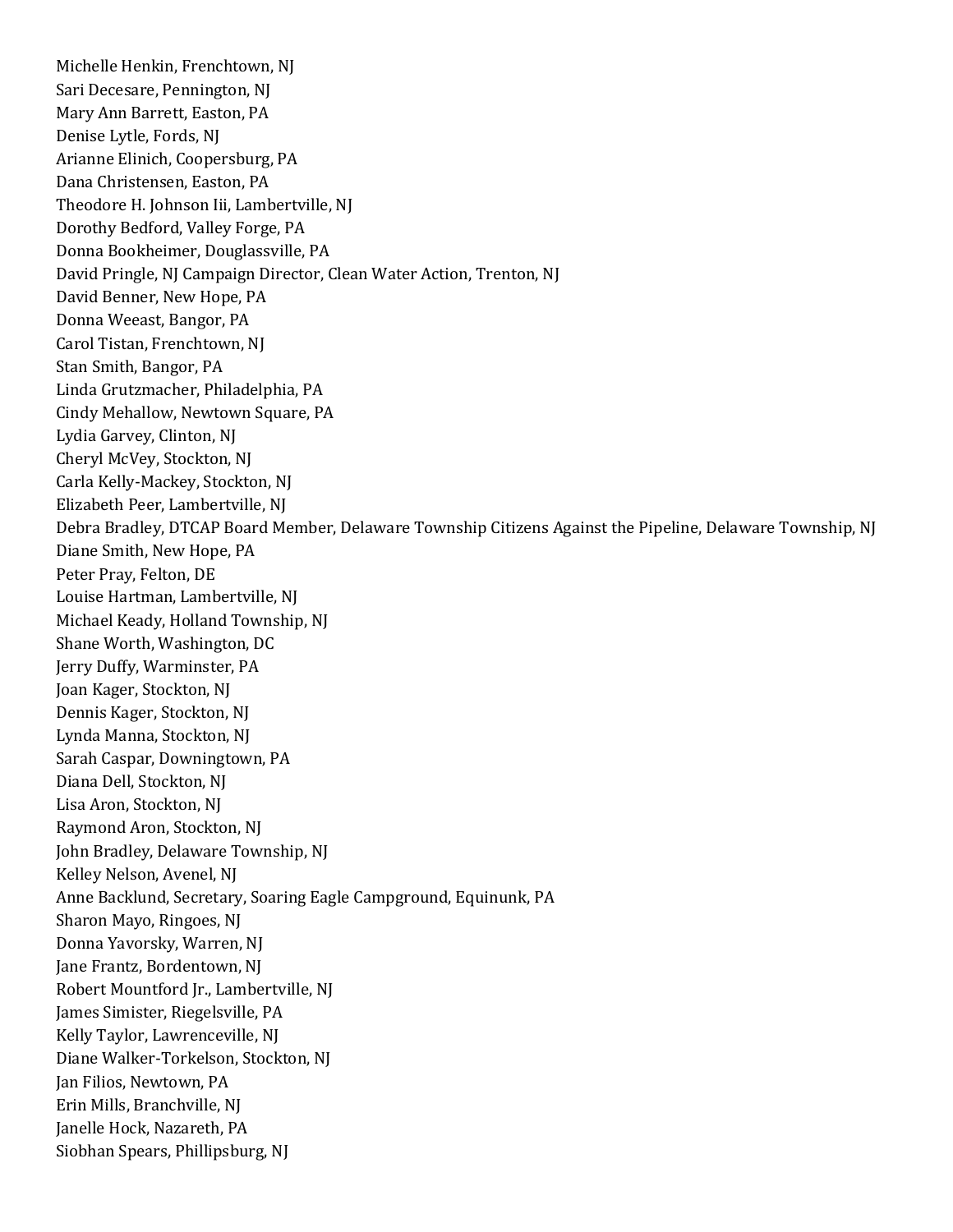Michelle Henkin, Frenchtown, NJ
Sari Decesare, Pennington, NJ
Mary Ann Barrett, Easton, PA
Denise Lytle, Fords, NJ
Arianne Elinich, Coopersburg, PA
Dana Christensen, Easton, PA
Theodore H. Johnson Iii, Lambertville, NJ
Dorothy Bedford, Valley Forge, PA
Donna Bookheimer, Douglassville, PA
David Pringle, NJ Campaign Director, Clean Water Action, Trenton, NJ
David Benner, New Hope, PA
Donna Weeast, Bangor, PA
Carol Tistan, Frenchtown, NJ
Stan Smith, Bangor, PA
Linda Grutzmacher, Philadelphia, PA
Cindy Mehallow, Newtown Square, PA
Lydia Garvey, Clinton, NJ
Cheryl McVey, Stockton, NJ
Carla Kelly-Mackey, Stockton, NJ
Elizabeth Peer, Lambertville, NJ
Debra Bradley, DTCAP Board Member, Delaware Township Citizens Against the Pipeline, Delaware Township, NJ
Diane Smith, New Hope, PA
Peter Pray, Felton, DE
Louise Hartman, Lambertville, NJ
Michael Keady, Holland Township, NJ
Shane Worth, Washington, DC
Jerry Duffy, Warminster, PA
Joan Kager, Stockton, NJ
Dennis Kager, Stockton, NJ
Lynda Manna, Stockton, NJ
Sarah Caspar, Downingtown, PA
Diana Dell, Stockton, NJ
Lisa Aron, Stockton, NJ
Raymond Aron, Stockton, NJ
John Bradley, Delaware Township, NJ
Kelley Nelson, Avenel, NJ
Anne Backlund, Secretary, Soaring Eagle Campground, Equinunk, PA
Sharon Mayo, Ringoes, NJ
Donna Yavorsky, Warren, NJ
Jane Frantz, Bordentown, NJ
Robert Mountford Jr., Lambertville, NJ
James Simister, Riegelsville, PA
Kelly Taylor, Lawrenceville, NJ
Diane Walker-Torkelson, Stockton, NJ
Jan Filios, Newtown, PA
Erin Mills, Branchville, NJ
Janelle Hock, Nazareth, PA
Siobhan Spears, Phillipsburg, NJ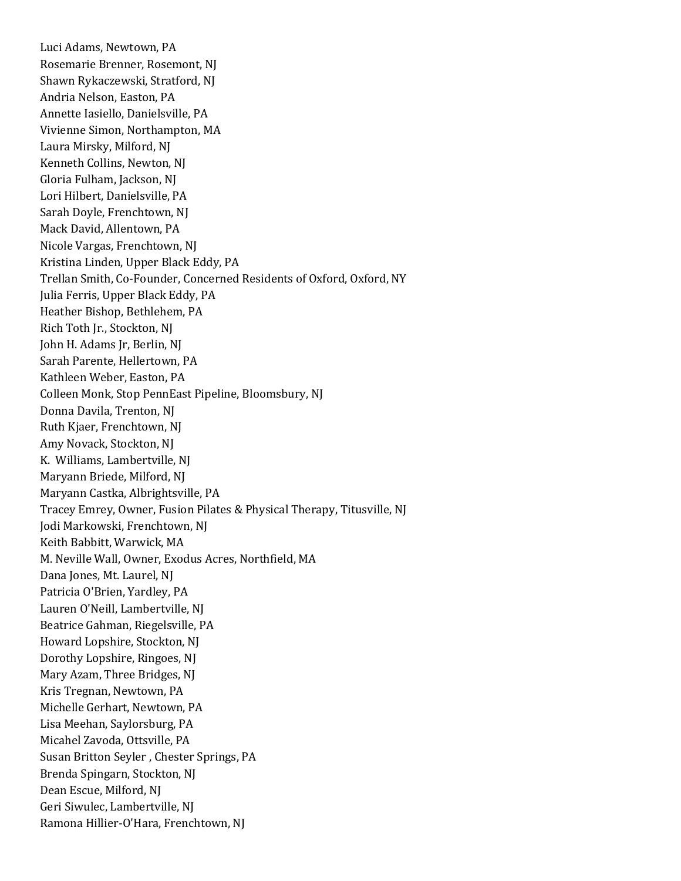Luci Adams, Newtown, PA
Rosemarie Brenner, Rosemont, NJ
Shawn Rykaczewski, Stratford, NJ
Andria Nelson, Easton, PA
Annette Iasiello, Danielsville, PA
Vivienne Simon, Northampton, MA
Laura Mirsky, Milford, NJ
Kenneth Collins, Newton, NJ
Gloria Fulham, Jackson, NJ
Lori Hilbert, Danielsville, PA
Sarah Doyle, Frenchtown, NJ
Mack David, Allentown, PA
Nicole Vargas, Frenchtown, NJ
Kristina Linden, Upper Black Eddy, PA
Trellan Smith, Co-Founder, Concerned Residents of Oxford, Oxford, NY
Julia Ferris, Upper Black Eddy, PA
Heather Bishop, Bethlehem, PA
Rich Toth Jr., Stockton, NJ
John H. Adams Jr, Berlin, NJ
Sarah Parente, Hellertown, PA
Kathleen Weber, Easton, PA
Colleen Monk, Stop PennEast Pipeline, Bloomsbury, NJ
Donna Davila, Trenton, NJ
Ruth Kjaer, Frenchtown, NJ
Amy Novack, Stockton, NJ
K. Williams, Lambertville, NJ
Maryann Briede, Milford, NJ
Maryann Castka, Albrightsville, PA
Tracey Emrey, Owner, Fusion Pilates & Physical Therapy, Titusville, NJ
Jodi Markowski, Frenchtown, NJ
Keith Babbitt, Warwick, MA
M. Neville Wall, Owner, Exodus Acres, Northfield, MA
Dana Jones, Mt. Laurel, NJ
Patricia O'Brien, Yardley, PA
Lauren O'Neill, Lambertville, NJ
Beatrice Gahman, Riegelsville, PA
Howard Lopshire, Stockton, NJ
Dorothy Lopshire, Ringoes, NJ
Mary Azam, Three Bridges, NJ
Kris Tregnan, Newtown, PA
Michelle Gerhart, Newtown, PA
Lisa Meehan, Saylorsburg, PA
Micahel Zavoda, Ottsville, PA
Susan Britton Seyler , Chester Springs, PA
Brenda Spingarn, Stockton, NJ
Dean Escue, Milford, NJ
Geri Siwulec, Lambertville, NJ
Ramona Hillier-O'Hara, Frenchtown, NJ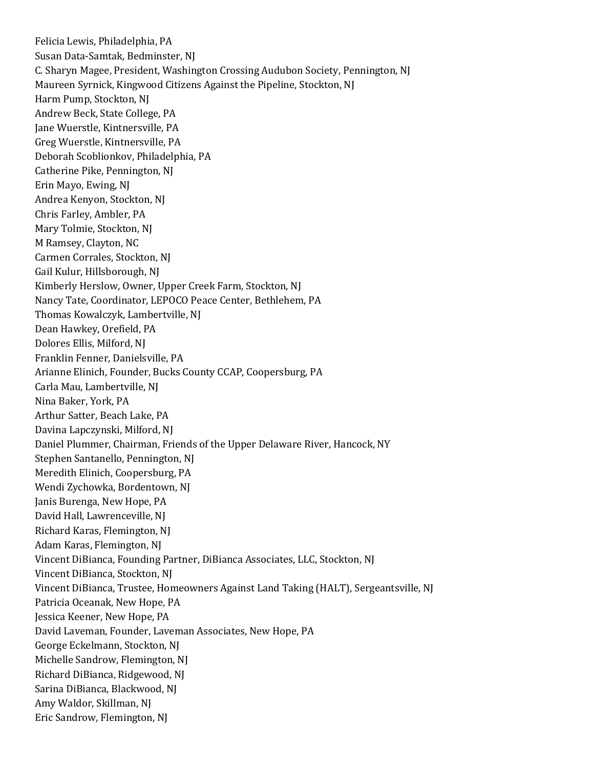Felicia Lewis, Philadelphia, PA
Susan Data-Samtak, Bedminster, NJ
C. Sharyn Magee, President, Washington Crossing Audubon Society, Pennington, NJ
Maureen Syrnick, Kingwood Citizens Against the Pipeline, Stockton, NJ
Harm Pump, Stockton, NJ
Andrew Beck, State College, PA
Jane Wuerstle, Kintnersville, PA
Greg Wuerstle, Kintnersville, PA
Deborah Scoblionkov, Philadelphia, PA
Catherine Pike, Pennington, NJ
Erin Mayo, Ewing, NJ
Andrea Kenyon, Stockton, NJ
Chris Farley, Ambler, PA
Mary Tolmie, Stockton, NJ
M Ramsey, Clayton, NC
Carmen Corrales, Stockton, NJ
Gail Kulur, Hillsborough, NJ
Kimberly Herslow, Owner, Upper Creek Farm, Stockton, NJ
Nancy Tate, Coordinator, LEPOCO Peace Center, Bethlehem, PA
Thomas Kowalczyk, Lambertville, NJ
Dean Hawkey, Orefield, PA
Dolores Ellis, Milford, NJ
Franklin Fenner, Danielsville, PA
Arianne Elinich, Founder, Bucks County CCAP, Coopersburg, PA
Carla Mau, Lambertville, NJ
Nina Baker, York, PA
Arthur Satter, Beach Lake, PA
Davina Lapczynski, Milford, NJ
Daniel Plummer, Chairman, Friends of the Upper Delaware River, Hancock, NY
Stephen Santanello, Pennington, NJ
Meredith Elinich, Coopersburg, PA
Wendi Zychowka, Bordentown, NJ
Janis Burenga, New Hope, PA
David Hall, Lawrenceville, NJ
Richard Karas, Flemington, NJ
Adam Karas, Flemington, NJ
Vincent DiBianca, Founding Partner, DiBianca Associates, LLC, Stockton, NJ
Vincent DiBianca, Stockton, NJ
Vincent DiBianca, Trustee, Homeowners Against Land Taking (HALT), Sergeantsville, NJ
Patricia Oceanak, New Hope, PA
Jessica Keener, New Hope, PA
David Laveman, Founder, Laveman Associates, New Hope, PA
George Eckelmann, Stockton, NJ
Michelle Sandrow, Flemington, NJ
Richard DiBianca, Ridgewood, NJ
Sarina DiBianca, Blackwood, NJ
Amy Waldor, Skillman, NJ
Eric Sandrow, Flemington, NJ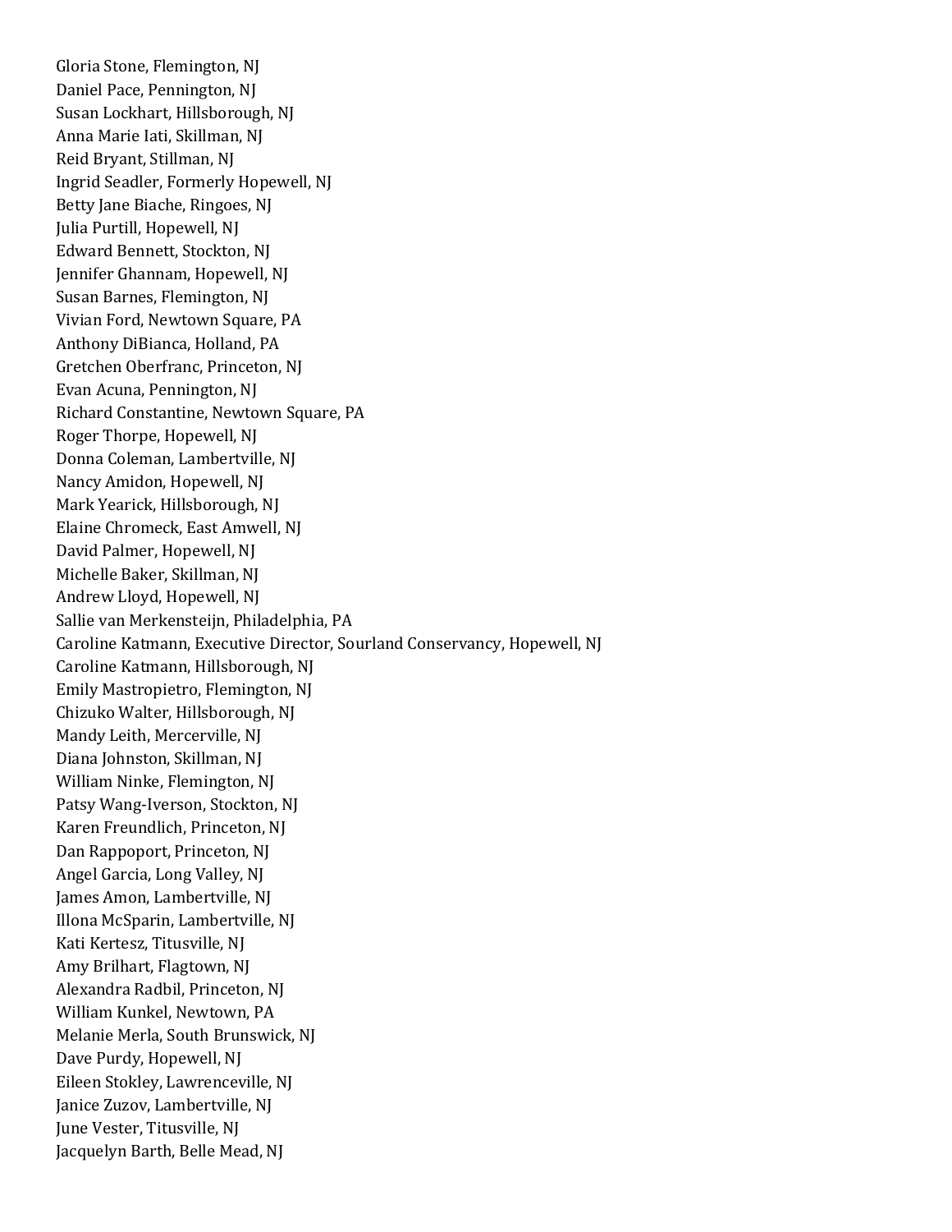Gloria Stone, Flemington, NJ
Daniel Pace, Pennington, NJ
Susan Lockhart, Hillsborough, NJ
Anna Marie Iati, Skillman, NJ
Reid Bryant, Stillman, NJ
Ingrid Seadler, Formerly Hopewell, NJ
Betty Jane Biache, Ringoes, NJ
Julia Purtill, Hopewell, NJ
Edward Bennett, Stockton, NJ
Jennifer Ghannam, Hopewell, NJ
Susan Barnes, Flemington, NJ
Vivian Ford, Newtown Square, PA
Anthony DiBianca, Holland, PA
Gretchen Oberfranc, Princeton, NJ
Evan Acuna, Pennington, NJ
Richard Constantine, Newtown Square, PA
Roger Thorpe, Hopewell, NJ
Donna Coleman, Lambertville, NJ
Nancy Amidon, Hopewell, NJ
Mark Yearick, Hillsborough, NJ
Elaine Chromeck, East Amwell, NJ
David Palmer, Hopewell, NJ
Michelle Baker, Skillman, NJ
Andrew Lloyd, Hopewell, NJ
Sallie van Merkensteijn, Philadelphia, PA
Caroline Katmann, Executive Director, Sourland Conservancy, Hopewell, NJ
Caroline Katmann, Hillsborough, NJ
Emily Mastropietro, Flemington, NJ
Chizuko Walter, Hillsborough, NJ
Mandy Leith, Mercerville, NJ
Diana Johnston, Skillman, NJ
William Ninke, Flemington, NJ
Patsy Wang-Iverson, Stockton, NJ
Karen Freundlich, Princeton, NJ
Dan Rappoport, Princeton, NJ
Angel Garcia, Long Valley, NJ
James Amon, Lambertville, NJ
Illona McSparin, Lambertville, NJ
Kati Kertesz, Titusville, NJ
Amy Brilhart, Flagtown, NJ
Alexandra Radbil, Princeton, NJ
William Kunkel, Newtown, PA
Melanie Merla, South Brunswick, NJ
Dave Purdy, Hopewell, NJ
Eileen Stokley, Lawrenceville, NJ
Janice Zuzov, Lambertville, NJ
June Vester, Titusville, NJ
Jacquelyn Barth, Belle Mead, NJ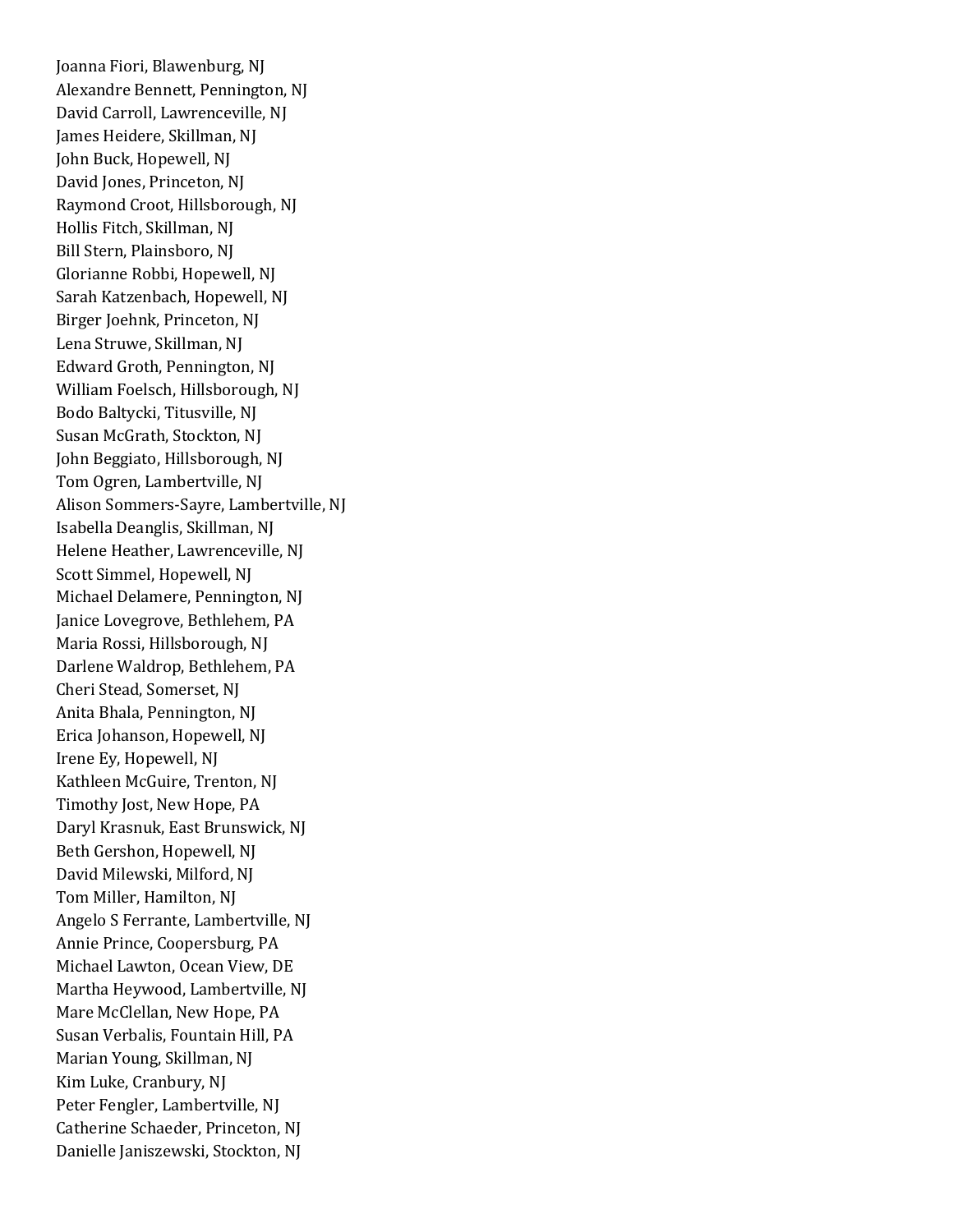Joanna Fiori, Blawenburg, NJ
Alexandre Bennett, Pennington, NJ
David Carroll, Lawrenceville, NJ
James Heidere, Skillman, NJ
John Buck, Hopewell, NJ
David Jones, Princeton, NJ
Raymond Croot, Hillsborough, NJ
Hollis Fitch, Skillman, NJ
Bill Stern, Plainsboro, NJ
Glorianne Robbi, Hopewell, NJ
Sarah Katzenbach, Hopewell, NJ
Birger Joehnk, Princeton, NJ
Lena Struwe, Skillman, NJ
Edward Groth, Pennington, NJ
William Foelsch, Hillsborough, NJ
Bodo Baltycki, Titusville, NJ
Susan McGrath, Stockton, NJ
John Beggiato, Hillsborough, NJ
Tom Ogren, Lambertville, NJ
Alison Sommers-Sayre, Lambertville, NJ
Isabella Deanglis, Skillman, NJ
Helene Heather, Lawrenceville, NJ
Scott Simmel, Hopewell, NJ
Michael Delamere, Pennington, NJ
Janice Lovegrove, Bethlehem, PA
Maria Rossi, Hillsborough, NJ
Darlene Waldrop, Bethlehem, PA
Cheri Stead, Somerset, NJ
Anita Bhala, Pennington, NJ
Erica Johanson, Hopewell, NJ
Irene Ey, Hopewell, NJ
Kathleen McGuire, Trenton, NJ
Timothy Jost, New Hope, PA
Daryl Krasnuk, East Brunswick, NJ
Beth Gershon, Hopewell, NJ
David Milewski, Milford, NJ
Tom Miller, Hamilton, NJ
Angelo S Ferrante, Lambertville, NJ
Annie Prince, Coopersburg, PA
Michael Lawton, Ocean View, DE
Martha Heywood, Lambertville, NJ
Mare McClellan, New Hope, PA
Susan Verbalis, Fountain Hill, PA
Marian Young, Skillman, NJ
Kim Luke, Cranbury, NJ
Peter Fengler, Lambertville, NJ
Catherine Schaeder, Princeton, NJ
Danielle Janiszewski, Stockton, NJ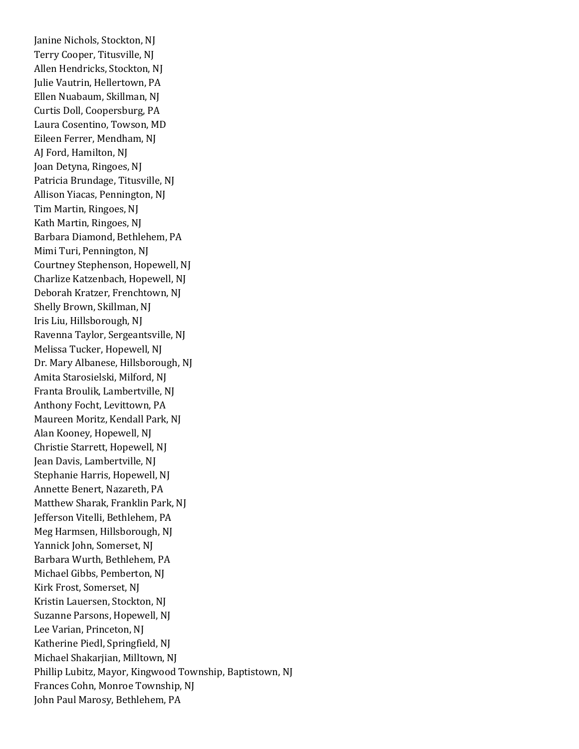Janine Nichols, Stockton, NJ
Terry Cooper, Titusville, NJ
Allen Hendricks, Stockton, NJ
Julie Vautrin, Hellertown, PA
Ellen Nuabaum, Skillman, NJ
Curtis Doll, Coopersburg, PA
Laura Cosentino, Towson, MD
Eileen Ferrer, Mendham, NJ
AJ Ford, Hamilton, NJ
Joan Detyna, Ringoes, NJ
Patricia Brundage, Titusville, NJ
Allison Yiacas, Pennington, NJ
Tim Martin, Ringoes, NJ
Kath Martin, Ringoes, NJ
Barbara Diamond, Bethlehem, PA
Mimi Turi, Pennington, NJ
Courtney Stephenson, Hopewell, NJ
Charlize Katzenbach, Hopewell, NJ
Deborah Kratzer, Frenchtown, NJ
Shelly Brown, Skillman, NJ
Iris Liu, Hillsborough, NJ
Ravenna Taylor, Sergeantsville, NJ
Melissa Tucker, Hopewell, NJ
Dr. Mary Albanese, Hillsborough, NJ
Amita Starosielski, Milford, NJ
Franta Broulik, Lambertville, NJ
Anthony Focht, Levittown, PA
Maureen Moritz, Kendall Park, NJ
Alan Kooney, Hopewell, NJ
Christie Starrett, Hopewell, NJ
Jean Davis, Lambertville, NJ
Stephanie Harris, Hopewell, NJ
Annette Benert, Nazareth, PA
Matthew Sharak, Franklin Park, NJ
Jefferson Vitelli, Bethlehem, PA
Meg Harmsen, Hillsborough, NJ
Yannick John, Somerset, NJ
Barbara Wurth, Bethlehem, PA
Michael Gibbs, Pemberton, NJ
Kirk Frost, Somerset, NJ
Kristin Lauersen, Stockton, NJ
Suzanne Parsons, Hopewell, NJ
Lee Varian, Princeton, NJ
Katherine Piedl, Springfield, NJ
Michael Shakarjian, Milltown, NJ
Phillip Lubitz, Mayor, Kingwood Township, Baptistown, NJ
Frances Cohn, Monroe Township, NJ
John Paul Marosy, Bethlehem, PA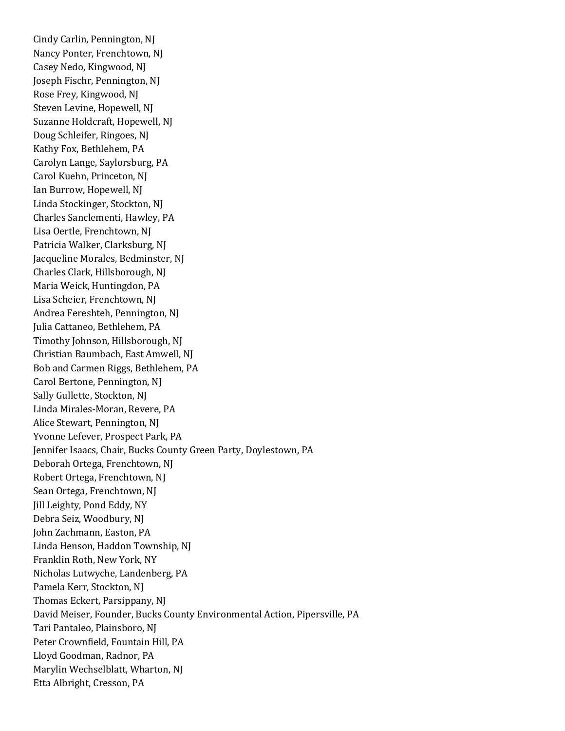Cindy Carlin, Pennington, NJ
Nancy Ponter, Frenchtown, NJ
Casey Nedo, Kingwood, NJ
Joseph Fischr, Pennington, NJ
Rose Frey, Kingwood, NJ
Steven Levine, Hopewell, NJ
Suzanne Holdcraft, Hopewell, NJ
Doug Schleifer, Ringoes, NJ
Kathy Fox, Bethlehem, PA
Carolyn Lange, Saylorsburg, PA
Carol Kuehn, Princeton, NJ
Ian Burrow, Hopewell, NJ
Linda Stockinger, Stockton, NJ
Charles Sanclementi, Hawley, PA
Lisa Oertle, Frenchtown, NJ
Patricia Walker, Clarksburg, NJ
Jacqueline Morales, Bedminster, NJ
Charles Clark, Hillsborough, NJ
Maria Weick, Huntingdon, PA
Lisa Scheier, Frenchtown, NJ
Andrea Fereshteh, Pennington, NJ
Julia Cattaneo, Bethlehem, PA
Timothy Johnson, Hillsborough, NJ
Christian Baumbach, East Amwell, NJ
Bob and Carmen Riggs, Bethlehem, PA
Carol Bertone, Pennington, NJ
Sally Gullette, Stockton, NJ
Linda Mirales-Moran, Revere, PA
Alice Stewart, Pennington, NJ
Yvonne Lefever, Prospect Park, PA
Jennifer Isaacs, Chair, Bucks County Green Party, Doylestown, PA
Deborah Ortega, Frenchtown, NJ
Robert Ortega, Frenchtown, NJ
Sean Ortega, Frenchtown, NJ
Jill Leighty, Pond Eddy, NY
Debra Seiz, Woodbury, NJ
John Zachmann, Easton, PA
Linda Henson, Haddon Township, NJ
Franklin Roth, New York, NY
Nicholas Lutwyche, Landenberg, PA
Pamela Kerr, Stockton, NJ
Thomas Eckert, Parsippany, NJ
David Meiser, Founder, Bucks County Environmental Action, Pipersville, PA
Tari Pantaleo, Plainsboro, NJ
Peter Crownfield, Fountain Hill, PA
Lloyd Goodman, Radnor, PA
Marylin Wechselblatt, Wharton, NJ
Etta Albright, Cresson, PA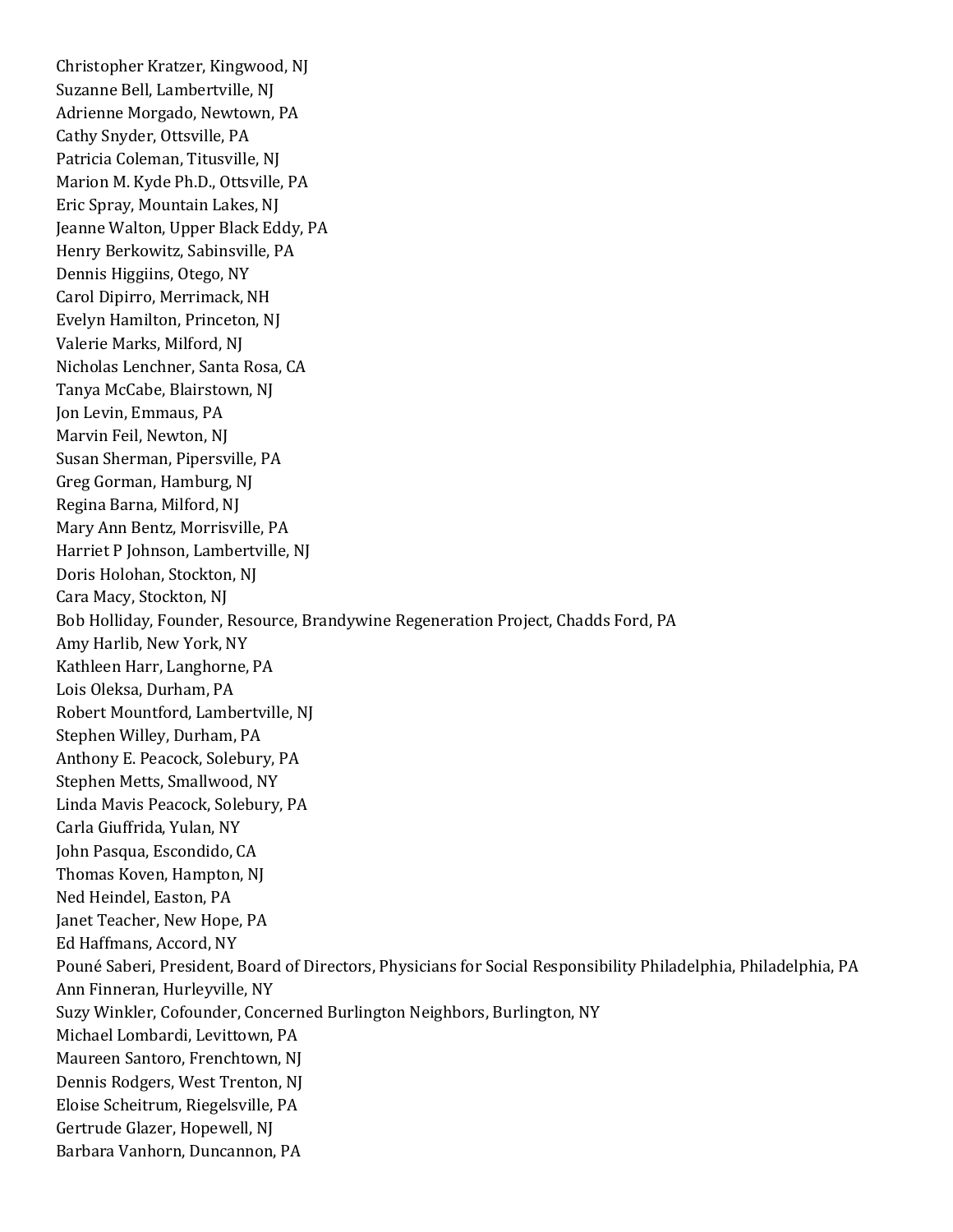Christopher Kratzer, Kingwood, NJ
Suzanne Bell, Lambertville, NJ
Adrienne Morgado, Newtown, PA
Cathy Snyder, Ottsville, PA
Patricia Coleman, Titusville, NJ
Marion M. Kyde Ph.D., Ottsville, PA
Eric Spray, Mountain Lakes, NJ
Jeanne Walton, Upper Black Eddy, PA
Henry Berkowitz, Sabinsville, PA
Dennis Higgiins, Otego, NY
Carol Dipirro, Merrimack, NH
Evelyn Hamilton, Princeton, NJ
Valerie Marks, Milford, NJ
Nicholas Lenchner, Santa Rosa, CA
Tanya McCabe, Blairstown, NJ
Jon Levin, Emmaus, PA
Marvin Feil, Newton, NJ
Susan Sherman, Pipersville, PA
Greg Gorman, Hamburg, NJ
Regina Barna, Milford, NJ
Mary Ann Bentz, Morrisville, PA
Harriet P Johnson, Lambertville, NJ
Doris Holohan, Stockton, NJ
Cara Macy, Stockton, NJ
Bob Holliday, Founder, Resource, Brandywine Regeneration Project, Chadds Ford, PA
Amy Harlib, New York, NY
Kathleen Harr, Langhorne, PA
Lois Oleksa, Durham, PA
Robert Mountford, Lambertville, NJ
Stephen Willey, Durham, PA
Anthony E. Peacock, Solebury, PA
Stephen Metts, Smallwood, NY
Linda Mavis Peacock, Solebury, PA
Carla Giuffrida, Yulan, NY
John Pasqua, Escondido, CA
Thomas Koven, Hampton, NJ
Ned Heindel, Easton, PA
Janet Teacher, New Hope, PA
Ed Haffmans, Accord, NY
Pouné Saberi, President, Board of Directors, Physicians for Social Responsibility Philadelphia, Philadelphia, PA
Ann Finneran, Hurleyville, NY
Suzy Winkler, Cofounder, Concerned Burlington Neighbors, Burlington, NY
Michael Lombardi, Levittown, PA
Maureen Santoro, Frenchtown, NJ
Dennis Rodgers, West Trenton, NJ
Eloise Scheitrum, Riegelsville, PA
Gertrude Glazer, Hopewell, NJ
Barbara Vanhorn, Duncannon, PA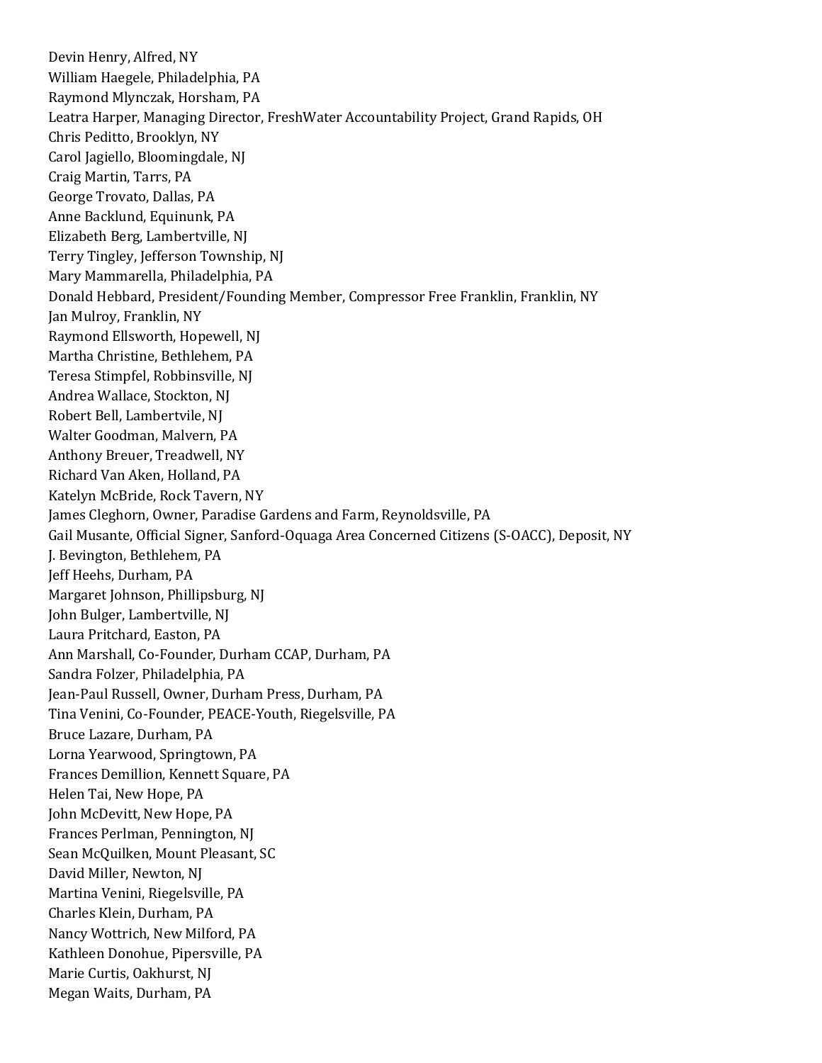Devin Henry, Alfred, NY
William Haegele, Philadelphia, PA
Raymond Mlynczak, Horsham, PA
Leatra Harper, Managing Director, FreshWater Accountability Project, Grand Rapids, OH
Chris Peditto, Brooklyn, NY
Carol Jagiello, Bloomingdale, NJ
Craig Martin, Tarrs, PA
George Trovato, Dallas, PA
Anne Backlund, Equinunk, PA
Elizabeth Berg, Lambertville, NJ
Terry Tingley, Jefferson Township, NJ
Mary Mammarella, Philadelphia, PA
Donald Hebbard, President/Founding Member, Compressor Free Franklin, Franklin, NY
Jan Mulroy, Franklin, NY
Raymond Ellsworth, Hopewell, NJ
Martha Christine, Bethlehem, PA
Teresa Stimpfel, Robbinsville, NJ
Andrea Wallace, Stockton, NJ
Robert Bell, Lambertvile, NJ
Walter Goodman, Malvern, PA
Anthony Breuer, Treadwell, NY
Richard Van Aken, Holland, PA
Katelyn McBride, Rock Tavern, NY
James Cleghorn, Owner, Paradise Gardens and Farm, Reynoldsville, PA
Gail Musante, Official Signer, Sanford-Oquaga Area Concerned Citizens (S-OACC), Deposit, NY
J. Bevington, Bethlehem, PA
Jeff Heehs, Durham, PA
Margaret Johnson, Phillipsburg, NJ
John Bulger, Lambertville, NJ
Laura Pritchard, Easton, PA
Ann Marshall, Co-Founder, Durham CCAP, Durham, PA
Sandra Folzer, Philadelphia, PA
Jean-Paul Russell, Owner, Durham Press, Durham, PA
Tina Venini, Co-Founder, PEACE-Youth, Riegelsville, PA
Bruce Lazare, Durham, PA
Lorna Yearwood, Springtown, PA
Frances Demillion, Kennett Square, PA
Helen Tai, New Hope, PA
John McDevitt, New Hope, PA
Frances Perlman, Pennington, NJ
Sean McQuilken, Mount Pleasant, SC
David Miller, Newton, NJ
Martina Venini, Riegelsville, PA
Charles Klein, Durham, PA
Nancy Wottrich, New Milford, PA
Kathleen Donohue, Pipersville, PA
Marie Curtis, Oakhurst, NJ
Megan Waits, Durham, PA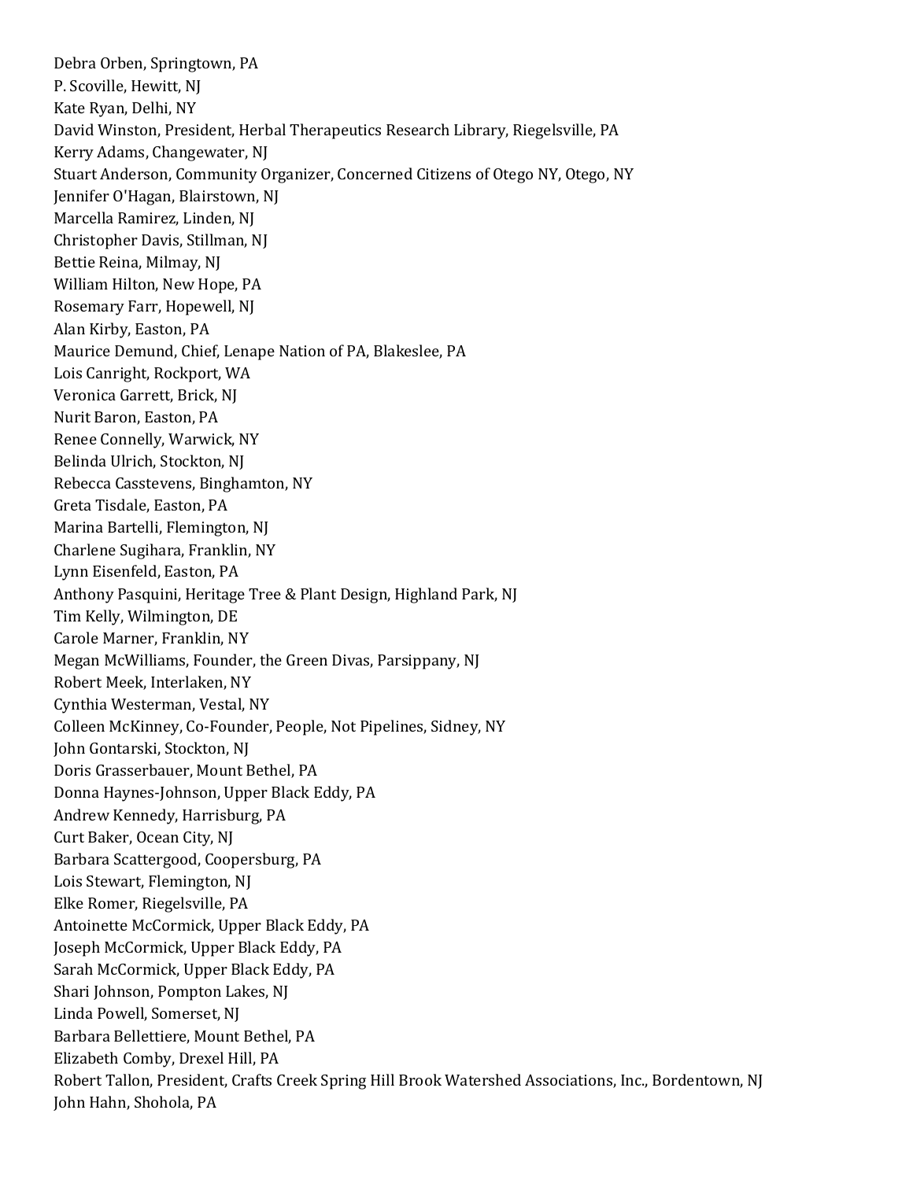Debra Orben, Springtown, PA
P. Scoville, Hewitt, NJ
Kate Ryan, Delhi, NY
David Winston, President, Herbal Therapeutics Research Library, Riegelsville, PA
Kerry Adams, Changewater, NJ
Stuart Anderson, Community Organizer, Concerned Citizens of Otego NY, Otego, NY
Jennifer O'Hagan, Blairstown, NJ
Marcella Ramirez, Linden, NJ
Christopher Davis, Stillman, NJ
Bettie Reina, Milmay, NJ
William Hilton, New Hope, PA
Rosemary Farr, Hopewell, NJ
Alan Kirby, Easton, PA
Maurice Demund, Chief, Lenape Nation of PA, Blakeslee, PA
Lois Canright, Rockport, WA
Veronica Garrett, Brick, NJ
Nurit Baron, Easton, PA
Renee Connelly, Warwick, NY
Belinda Ulrich, Stockton, NJ
Rebecca Casstevens, Binghamton, NY
Greta Tisdale, Easton, PA
Marina Bartelli, Flemington, NJ
Charlene Sugihara, Franklin, NY
Lynn Eisenfeld, Easton, PA
Anthony Pasquini, Heritage Tree & Plant Design, Highland Park, NJ
Tim Kelly, Wilmington, DE
Carole Marner, Franklin, NY
Megan McWilliams, Founder, the Green Divas, Parsippany, NJ
Robert Meek, Interlaken, NY
Cynthia Westerman, Vestal, NY
Colleen McKinney, Co-Founder, People, Not Pipelines, Sidney, NY
John Gontarski, Stockton, NJ
Doris Grasserbauer, Mount Bethel, PA
Donna Haynes-Johnson, Upper Black Eddy, PA
Andrew Kennedy, Harrisburg, PA
Curt Baker, Ocean City, NJ
Barbara Scattergood, Coopersburg, PA
Lois Stewart, Flemington, NJ
Elke Romer, Riegelsville, PA
Antoinette McCormick, Upper Black Eddy, PA
Joseph McCormick, Upper Black Eddy, PA
Sarah McCormick, Upper Black Eddy, PA
Shari Johnson, Pompton Lakes, NJ
Linda Powell, Somerset, NJ
Barbara Bellettiere, Mount Bethel, PA
Elizabeth Comby, Drexel Hill, PA
Robert Tallon, President, Crafts Creek Spring Hill Brook Watershed Associations, Inc., Bordentown, NJ
John Hahn, Shohola, PA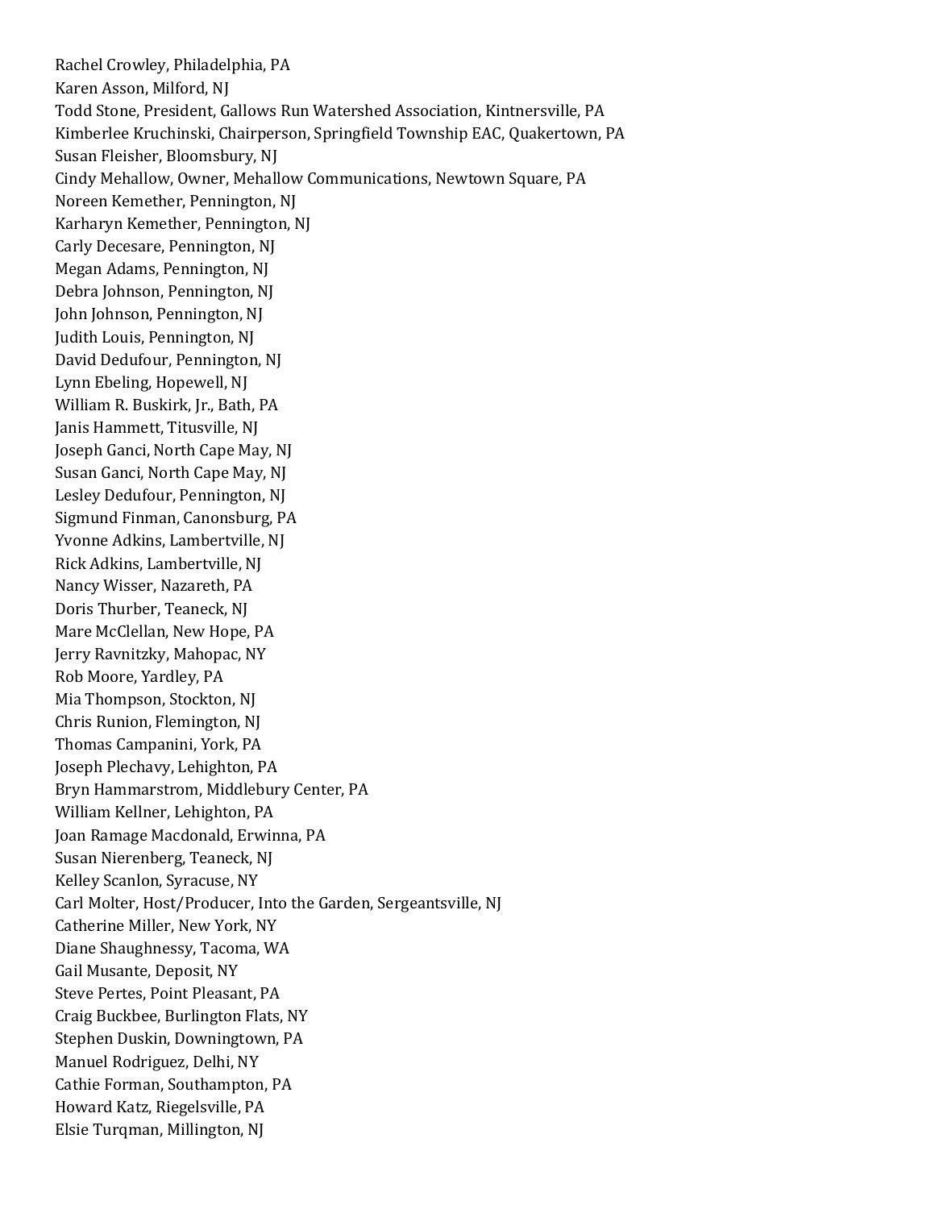Rachel Crowley, Philadelphia, PA
Karen Asson, Milford, NJ
Todd Stone, President, Gallows Run Watershed Association, Kintnersville, PA
Kimberlee Kruchinski, Chairperson, Springfield Township EAC, Quakertown, PA
Susan Fleisher, Bloomsbury, NJ
Cindy Mehallow, Owner, Mehallow Communications, Newtown Square, PA
Noreen Kemether, Pennington, NJ
Karharyn Kemether, Pennington, NJ
Carly Decesare, Pennington, NJ
Megan Adams, Pennington, NJ
Debra Johnson, Pennington, NJ
John Johnson, Pennington, NJ
Judith Louis, Pennington, NJ
David Dedufour, Pennington, NJ
Lynn Ebeling, Hopewell, NJ
William R. Buskirk, Jr., Bath, PA
Janis Hammett, Titusville, NJ
Joseph Ganci, North Cape May, NJ
Susan Ganci, North Cape May, NJ
Lesley Dedufour, Pennington, NJ
Sigmund Finman, Canonsburg, PA
Yvonne Adkins, Lambertville, NJ
Rick Adkins, Lambertville, NJ
Nancy Wisser, Nazareth, PA
Doris Thurber, Teaneck, NJ
Mare McClellan, New Hope, PA
Jerry Ravnitzky, Mahopac, NY
Rob Moore, Yardley, PA
Mia Thompson, Stockton, NJ
Chris Runion, Flemington, NJ
Thomas Campanini, York, PA
Joseph Plechavy, Lehighton, PA
Bryn Hammarstrom, Middlebury Center, PA
William Kellner, Lehighton, PA
Joan Ramage Macdonald, Erwinna, PA
Susan Nierenberg, Teaneck, NJ
Kelley Scanlon, Syracuse, NY
Carl Molter, Host/Producer, Into the Garden, Sergeantsville, NJ
Catherine Miller, New York, NY
Diane Shaughnessy, Tacoma, WA
Gail Musante, Deposit, NY
Steve Pertes, Point Pleasant, PA
Craig Buckbee, Burlington Flats, NY
Stephen Duskin, Downingtown, PA
Manuel Rodriguez, Delhi, NY
Cathie Forman, Southampton, PA
Howard Katz, Riegelsville, PA
Elsie Turqman, Millington, NJ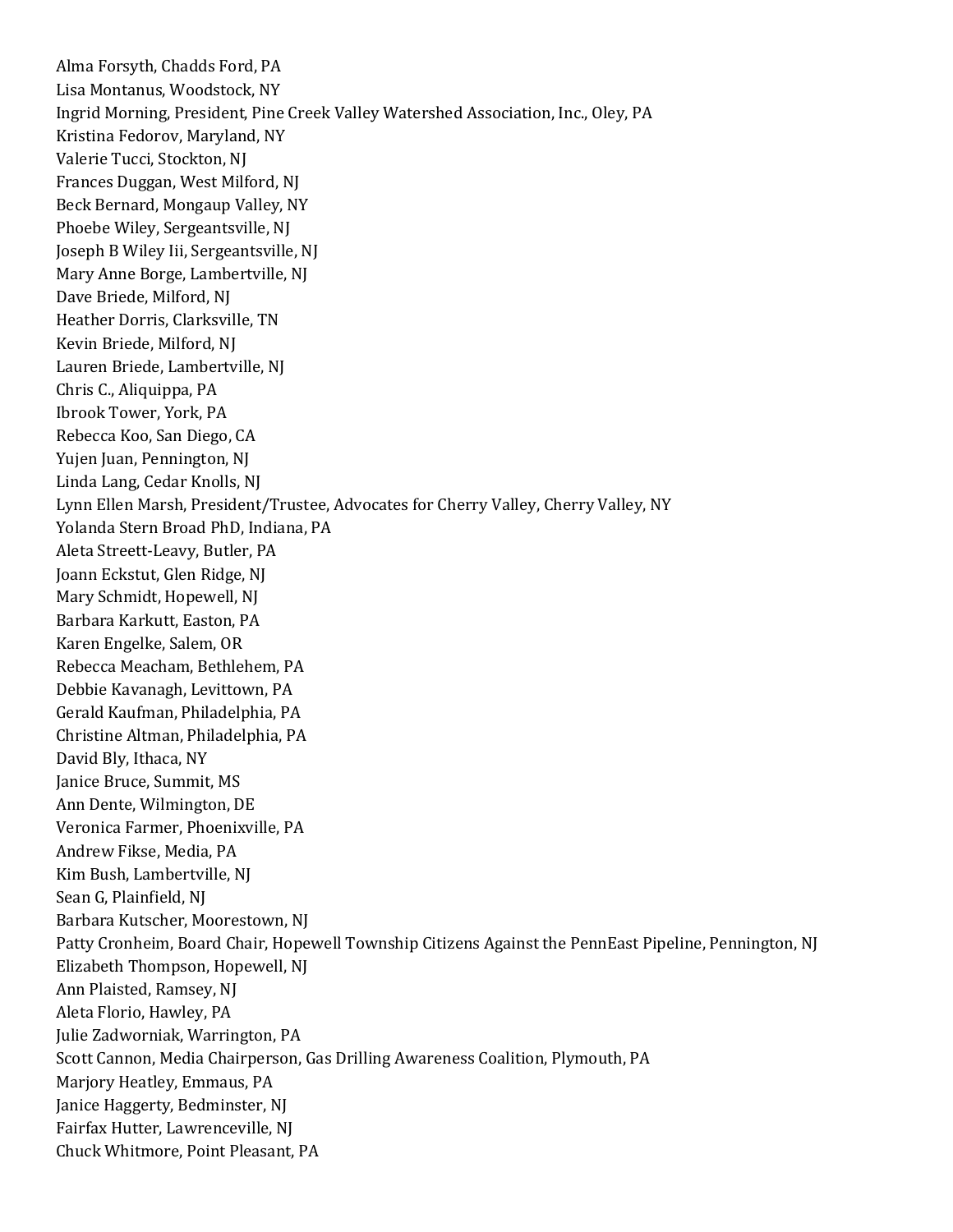Alma Forsyth, Chadds Ford, PA
Lisa Montanus, Woodstock, NY
Ingrid Morning, President, Pine Creek Valley Watershed Association, Inc., Oley, PA
Kristina Fedorov, Maryland, NY
Valerie Tucci, Stockton, NJ
Frances Duggan, West Milford, NJ
Beck Bernard, Mongaup Valley, NY
Phoebe Wiley, Sergeantsville, NJ
Joseph B Wiley Iii, Sergeantsville, NJ
Mary Anne Borge, Lambertville, NJ
Dave Briede, Milford, NJ
Heather Dorris, Clarksville, TN
Kevin Briede, Milford, NJ
Lauren Briede, Lambertville, NJ
Chris C., Aliquippa, PA
Ibrook Tower, York, PA
Rebecca Koo, San Diego, CA
Yujen Juan, Pennington, NJ
Linda Lang, Cedar Knolls, NJ
Lynn Ellen Marsh, President/Trustee, Advocates for Cherry Valley, Cherry Valley, NY
Yolanda Stern Broad PhD, Indiana, PA
Aleta Streett-Leavy, Butler, PA
Joann Eckstut, Glen Ridge, NJ
Mary Schmidt, Hopewell, NJ
Barbara Karkutt, Easton, PA
Karen Engelke, Salem, OR
Rebecca Meacham, Bethlehem, PA
Debbie Kavanagh, Levittown, PA
Gerald Kaufman, Philadelphia, PA
Christine Altman, Philadelphia, PA
David Bly, Ithaca, NY
Janice Bruce, Summit, MS
Ann Dente, Wilmington, DE
Veronica Farmer, Phoenixville, PA
Andrew Fikse, Media, PA
Kim Bush, Lambertville, NJ
Sean G, Plainfield, NJ
Barbara Kutscher, Moorestown, NJ
Patty Cronheim, Board Chair, Hopewell Township Citizens Against the PennEast Pipeline, Pennington, NJ
Elizabeth Thompson, Hopewell, NJ
Ann Plaisted, Ramsey, NJ
Aleta Florio, Hawley, PA
Julie Zadworniak, Warrington, PA
Scott Cannon, Media Chairperson, Gas Drilling Awareness Coalition, Plymouth, PA
Marjory Heatley, Emmaus, PA
Janice Haggerty, Bedminster, NJ
Fairfax Hutter, Lawrenceville, NJ
Chuck Whitmore, Point Pleasant, PA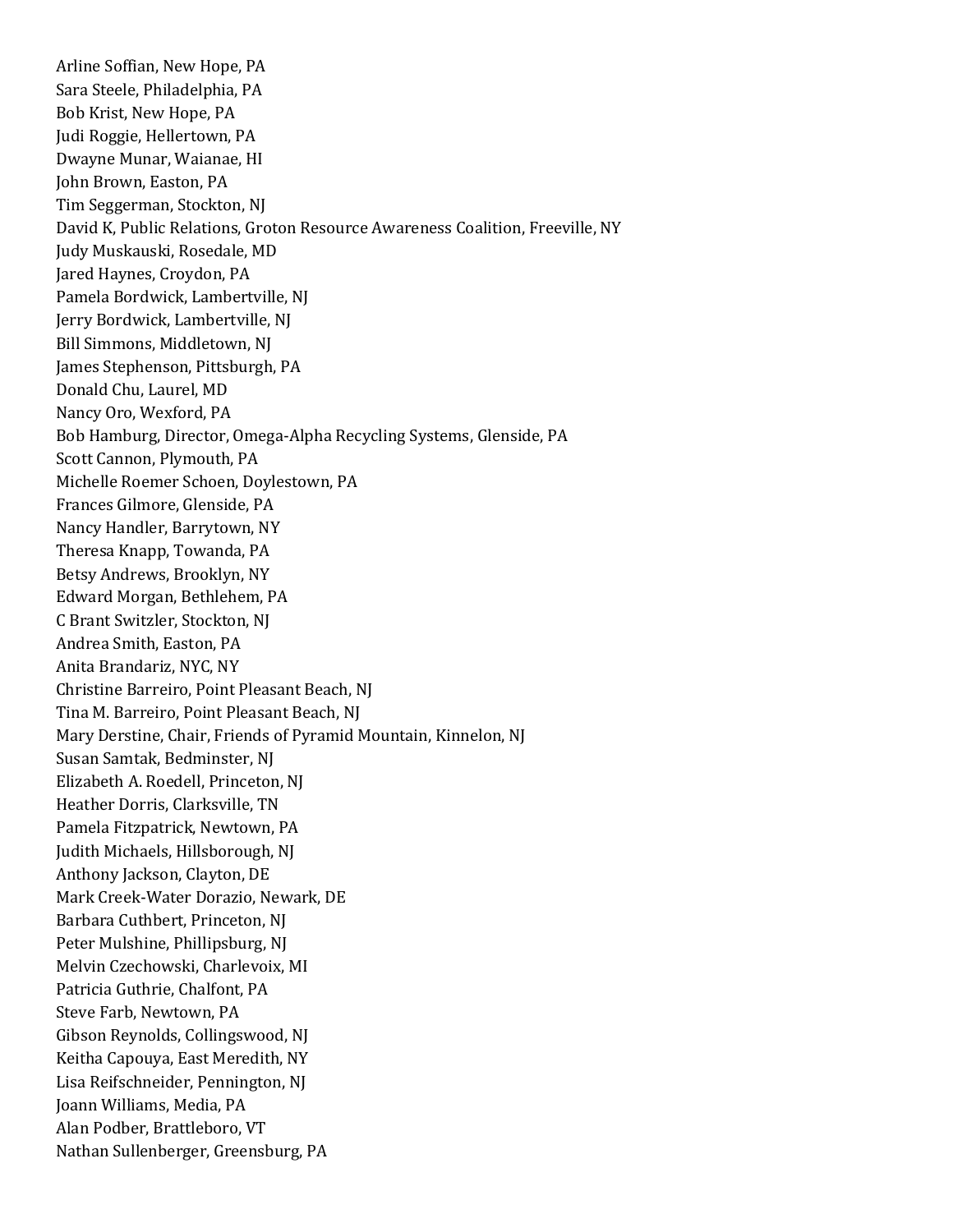Arline Soffian, New Hope, PA
Sara Steele, Philadelphia, PA
Bob Krist, New Hope, PA
Judi Roggie, Hellertown, PA
Dwayne Munar, Waianae, HI
John Brown, Easton, PA
Tim Seggerman, Stockton, NJ
David K, Public Relations, Groton Resource Awareness Coalition, Freeville, NY
Judy Muskauski, Rosedale, MD
Jared Haynes, Croydon, PA
Pamela Bordwick, Lambertville, NJ
Jerry Bordwick, Lambertville, NJ
Bill Simmons, Middletown, NJ
James Stephenson, Pittsburgh, PA
Donald Chu, Laurel, MD
Nancy Oro, Wexford, PA
Bob Hamburg, Director, Omega-Alpha Recycling Systems, Glenside, PA
Scott Cannon, Plymouth, PA
Michelle Roemer Schoen, Doylestown, PA
Frances Gilmore, Glenside, PA
Nancy Handler, Barrytown, NY
Theresa Knapp, Towanda, PA
Betsy Andrews, Brooklyn, NY
Edward Morgan, Bethlehem, PA
C Brant Switzler, Stockton, NJ
Andrea Smith, Easton, PA
Anita Brandariz, NYC, NY
Christine Barreiro, Point Pleasant Beach, NJ
Tina M. Barreiro, Point Pleasant Beach, NJ
Mary Derstine, Chair, Friends of Pyramid Mountain, Kinnelon, NJ
Susan Samtak, Bedminster, NJ
Elizabeth A. Roedell, Princeton, NJ
Heather Dorris, Clarksville, TN
Pamela Fitzpatrick, Newtown, PA
Judith Michaels, Hillsborough, NJ
Anthony Jackson, Clayton, DE
Mark Creek-Water Dorazio, Newark, DE
Barbara Cuthbert, Princeton, NJ
Peter Mulshine, Phillipsburg, NJ
Melvin Czechowski, Charlevoix, MI
Patricia Guthrie, Chalfont, PA
Steve Farb, Newtown, PA
Gibson Reynolds, Collingswood, NJ
Keitha Capouya, East Meredith, NY
Lisa Reifschneider, Pennington, NJ
Joann Williams, Media, PA
Alan Podber, Brattleboro, VT
Nathan Sullenberger, Greensburg, PA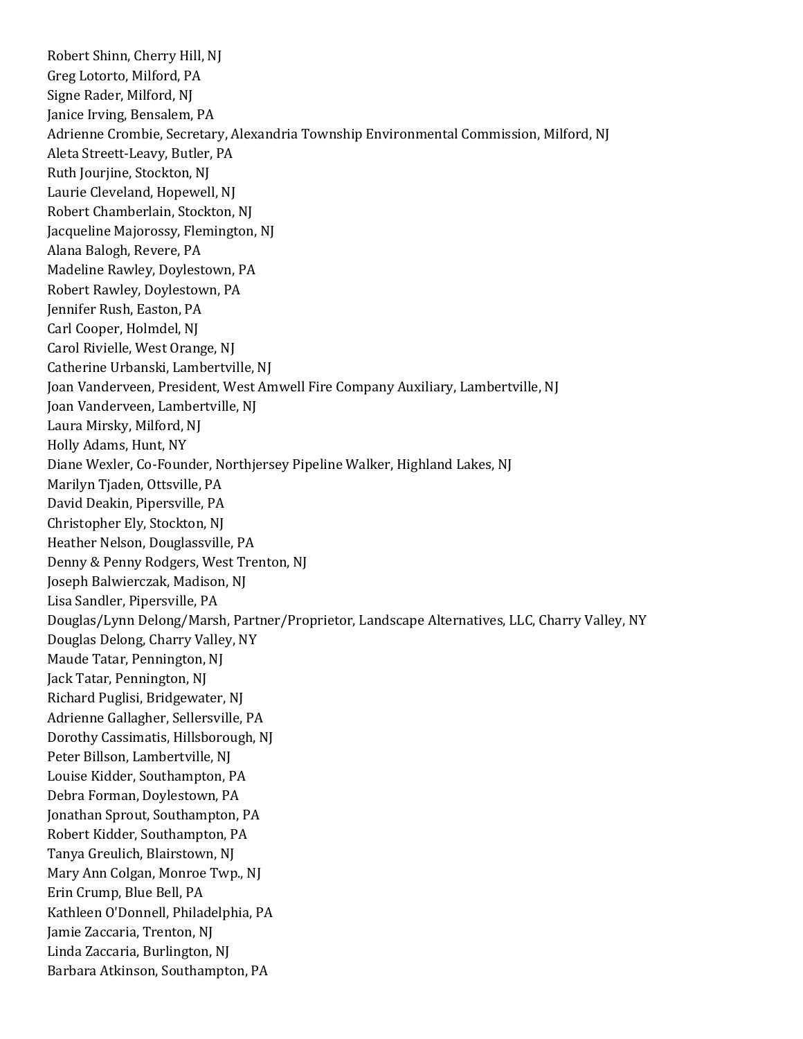Robert Shinn, Cherry Hill, NJ
Greg Lotorto, Milford, PA
Signe Rader, Milford, NJ
Janice Irving, Bensalem, PA
Adrienne Crombie, Secretary, Alexandria Township Environmental Commission, Milford, NJ
Aleta Streett-Leavy, Butler, PA
Ruth Jourjine, Stockton, NJ
Laurie Cleveland, Hopewell, NJ
Robert Chamberlain, Stockton, NJ
Jacqueline Majorossy, Flemington, NJ
Alana Balogh, Revere, PA
Madeline Rawley, Doylestown, PA
Robert Rawley, Doylestown, PA
Jennifer Rush, Easton, PA
Carl Cooper, Holmdel, NJ
Carol Rivielle, West Orange, NJ
Catherine Urbanski, Lambertville, NJ
Joan Vanderveen, President, West Amwell Fire Company Auxiliary, Lambertville, NJ
Joan Vanderveen, Lambertville, NJ
Laura Mirsky, Milford, NJ
Holly Adams, Hunt, NY
Diane Wexler, Co-Founder, Northjersey Pipeline Walker, Highland Lakes, NJ
Marilyn Tjaden, Ottsville, PA
David Deakin, Pipersville, PA
Christopher Ely, Stockton, NJ
Heather Nelson, Douglassville, PA
Denny & Penny Rodgers, West Trenton, NJ
Joseph Balwierczak, Madison, NJ
Lisa Sandler, Pipersville, PA
Douglas/Lynn Delong/Marsh, Partner/Proprietor, Landscape Alternatives, LLC, Charry Valley, NY
Douglas Delong, Charry Valley, NY
Maude Tatar, Pennington, NJ
Jack Tatar, Pennington, NJ
Richard Puglisi, Bridgewater, NJ
Adrienne Gallagher, Sellersville, PA
Dorothy Cassimatis, Hillsborough, NJ
Peter Billson, Lambertville, NJ
Louise Kidder, Southampton, PA
Debra Forman, Doylestown, PA
Jonathan Sprout, Southampton, PA
Robert Kidder, Southampton, PA
Tanya Greulich, Blairstown, NJ
Mary Ann Colgan, Monroe Twp., NJ
Erin Crump, Blue Bell, PA
Kathleen O'Donnell, Philadelphia, PA
Jamie Zaccaria, Trenton, NJ
Linda Zaccaria, Burlington, NJ
Barbara Atkinson, Southampton, PA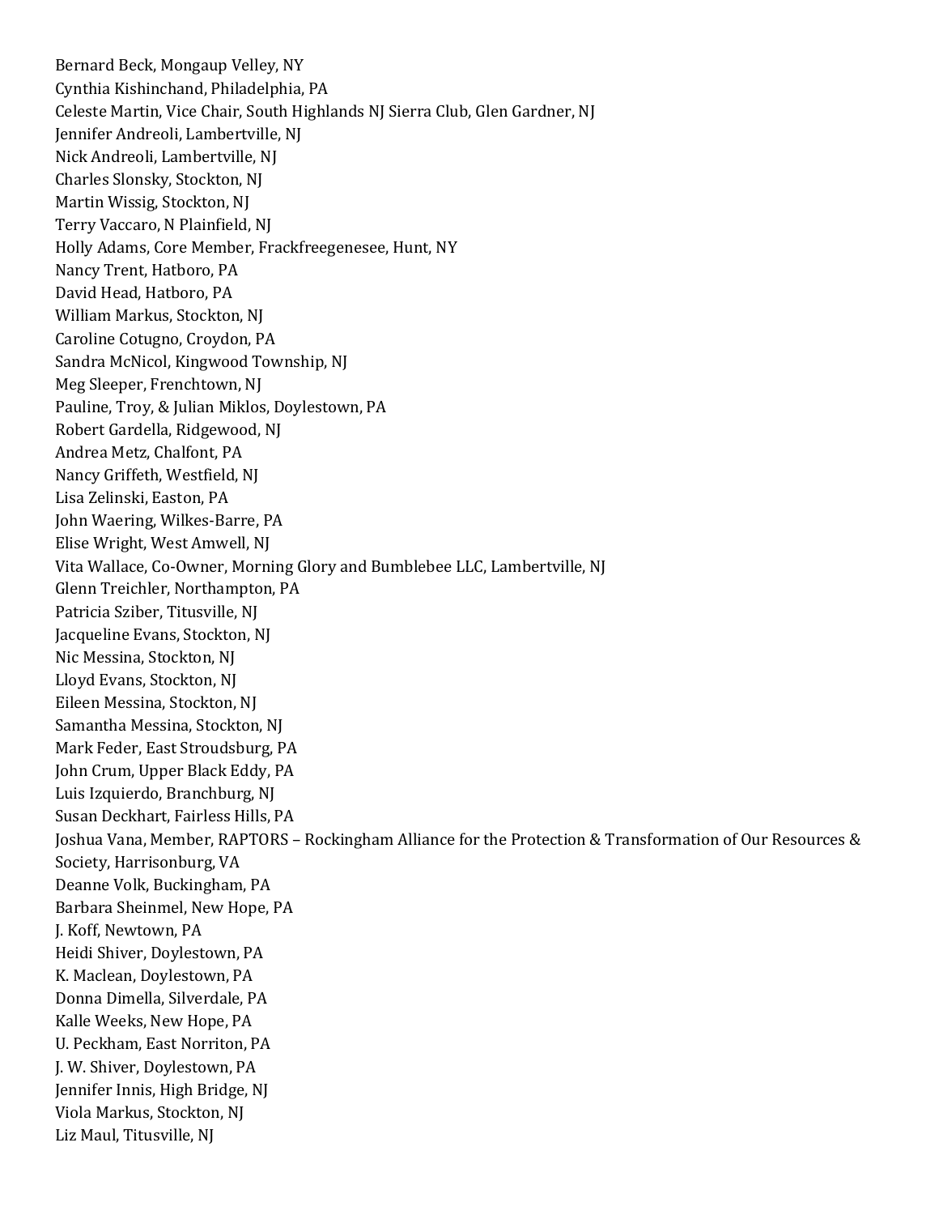Bernard Beck, Mongaup Velley, NY
Cynthia Kishinchand, Philadelphia, PA
Celeste Martin, Vice Chair, South Highlands NJ Sierra Club, Glen Gardner, NJ
Jennifer Andreoli, Lambertville, NJ
Nick Andreoli, Lambertville, NJ
Charles Slonsky, Stockton, NJ
Martin Wissig, Stockton, NJ
Terry Vaccaro, N Plainfield, NJ
Holly Adams, Core Member, Frackfreegenesee, Hunt, NY
Nancy Trent, Hatboro, PA
David Head, Hatboro, PA
William Markus, Stockton, NJ
Caroline Cotugno, Croydon, PA
Sandra McNicol, Kingwood Township, NJ
Meg Sleeper, Frenchtown, NJ
Pauline, Troy, & Julian Miklos, Doylestown, PA
Robert Gardella, Ridgewood, NJ
Andrea Metz, Chalfont, PA
Nancy Griffeth, Westfield, NJ
Lisa Zelinski, Easton, PA
John Waering, Wilkes-Barre, PA
Elise Wright, West Amwell, NJ
Vita Wallace, Co-Owner, Morning Glory and Bumblebee LLC, Lambertville, NJ
Glenn Treichler, Northampton, PA
Patricia Sziber, Titusville, NJ
Jacqueline Evans, Stockton, NJ
Nic Messina, Stockton, NJ
Lloyd Evans, Stockton, NJ
Eileen Messina, Stockton, NJ
Samantha Messina, Stockton, NJ
Mark Feder, East Stroudsburg, PA
John Crum, Upper Black Eddy, PA
Luis Izquierdo, Branchburg, NJ
Susan Deckhart, Fairless Hills, PA
Joshua Vana, Member, RAPTORS – Rockingham Alliance for the Protection & Transformation of Our Resources & Society, Harrisonburg, VA
Deanne Volk, Buckingham, PA
Barbara Sheinmel, New Hope, PA
J. Koff, Newtown, PA
Heidi Shiver, Doylestown, PA
K. Maclean, Doylestown, PA
Donna Dimella, Silverdale, PA
Kalle Weeks, New Hope, PA
U. Peckham, East Norriton, PA
J. W. Shiver, Doylestown, PA
Jennifer Innis, High Bridge, NJ
Viola Markus, Stockton, NJ
Liz Maul, Titusville, NJ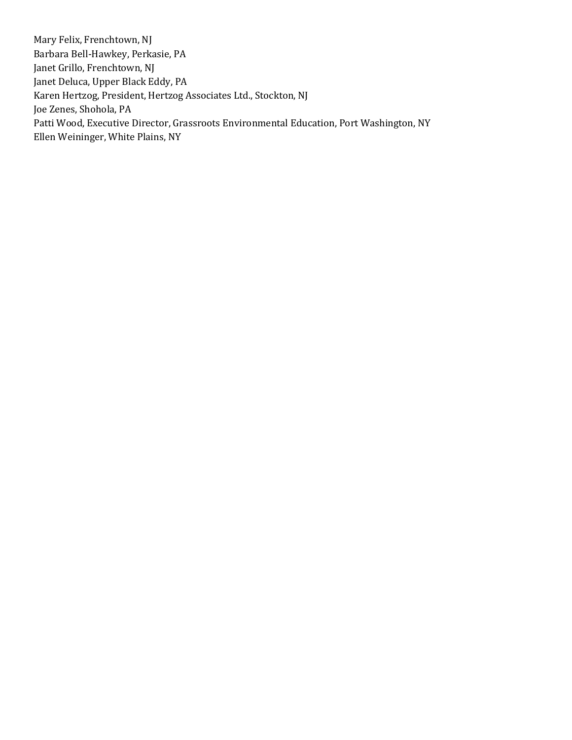Mary Felix, Frenchtown, NJ
Barbara Bell-Hawkey, Perkasie, PA
Janet Grillo, Frenchtown, NJ
Janet Deluca, Upper Black Eddy, PA
Karen Hertzog, President, Hertzog Associates Ltd., Stockton, NJ
Joe Zenes, Shohola, PA
Patti Wood, Executive Director, Grassroots Environmental Education, Port Washington, NY
Ellen Weininger, White Plains, NY